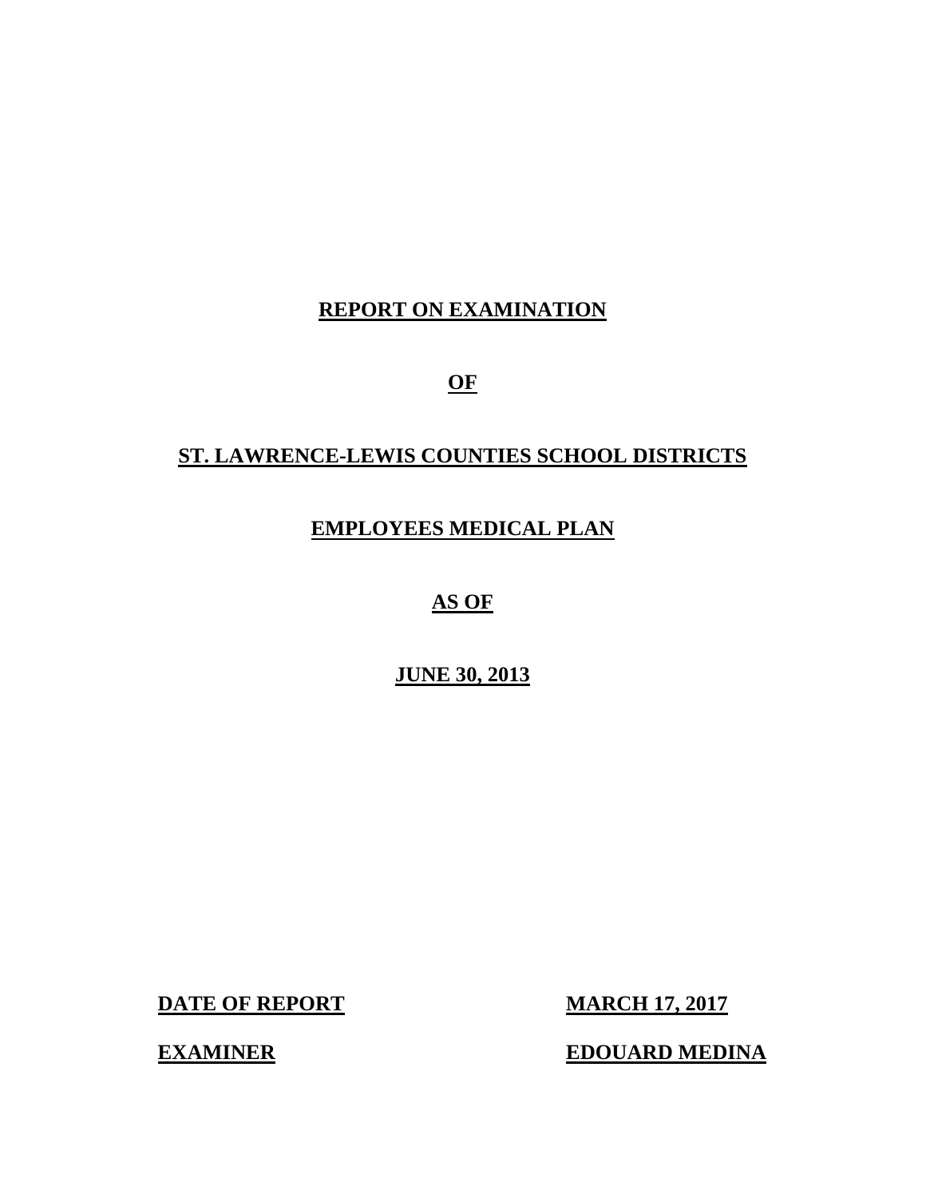# REPORT ON EXAMINATION

# OF

# ST. LAWRENCE-LEWIS COUNTIES SCHOOL DISTRICTS

# EMPLOYEES MEDICAL PLAN

# AS OF

# JUNE 30, 2013

**DATE OF REPORT** **MARCH 17, 2017**

**EXAMINER** **EDOUARD MEDINA**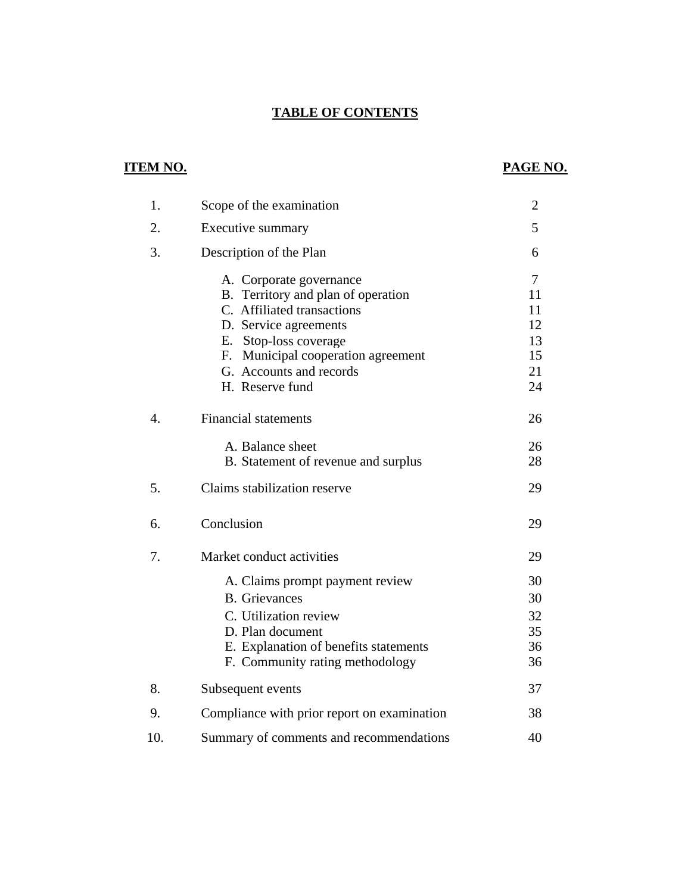# TABLE OF CONTENTS

| ITEM NO. | | PAGE NO. |
|---|---|---|
| 1. | Scope of the examination | 2 |
| 2. | Executive summary | 5 |
| 3. | Description of the Plan | 6 |
| | A. Corporate governance | 7 |
| | B. Territory and plan of operation | 11 |
| | C. Affiliated transactions | 11 |
| | D. Service agreements | 12 |
| | E. Stop-loss coverage | 13 |
| | F. Municipal cooperation agreement | 15 |
| | G. Accounts and records | 21 |
| | H. Reserve fund | 24 |
| 4. | Financial statements | 26 |
| | A. Balance sheet | 26 |
| | B. Statement of revenue and surplus | 28 |
| 5. | Claims stabilization reserve | 29 |
| 6. | Conclusion | 29 |
| 7. | Market conduct activities | 29 |
| | A. Claims prompt payment review | 30 |
| | B. Grievances | 30 |
| | C. Utilization review | 32 |
| | D. Plan document | 35 |
| | E. Explanation of benefits statements | 36 |
| | F. Community rating methodology | 36 |
| 8. | Subsequent events | 37 |
| 9. | Compliance with prior report on examination | 38 |
| 10. | Summary of comments and recommendations | 40 |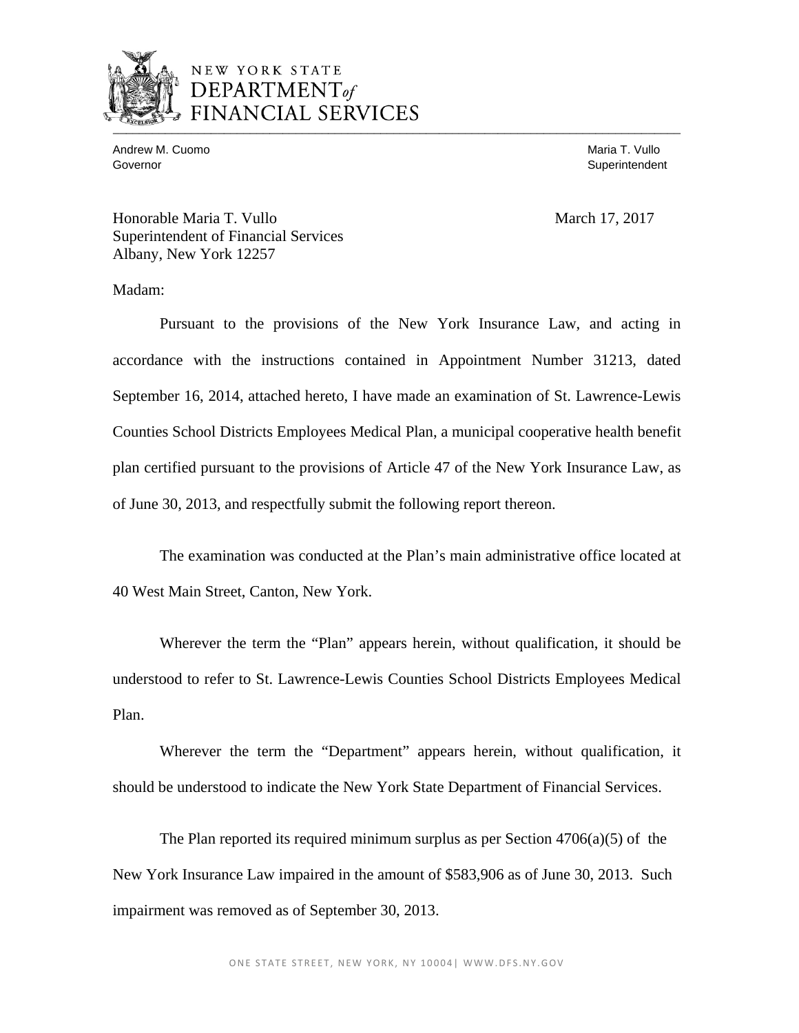NEW YORK STATE
DEPARTMENT of
FINANCIAL SERVICES

Andrew M. Cuomo
Governor

Maria T. Vullo
Superintendent

Honorable Maria T. Vullo
Superintendent of Financial Services
Albany, New York 12257

March 17, 2017

Madam:

Pursuant to the provisions of the New York Insurance Law, and acting in accordance with the instructions contained in Appointment Number 31213, dated September 16, 2014, attached hereto, I have made an examination of St. Lawrence-Lewis Counties School Districts Employees Medical Plan, a municipal cooperative health benefit plan certified pursuant to the provisions of Article 47 of the New York Insurance Law, as of June 30, 2013, and respectfully submit the following report thereon.

The examination was conducted at the Plan's main administrative office located at 40 West Main Street, Canton, New York.

Wherever the term the "Plan" appears herein, without qualification, it should be understood to refer to St. Lawrence-Lewis Counties School Districts Employees Medical Plan.

Wherever the term the "Department" appears herein, without qualification, it should be understood to indicate the New York State Department of Financial Services.

The Plan reported its required minimum surplus as per Section 4706(a)(5) of the New York Insurance Law impaired in the amount of $583,906 as of June 30, 2013. Such impairment was removed as of September 30, 2013.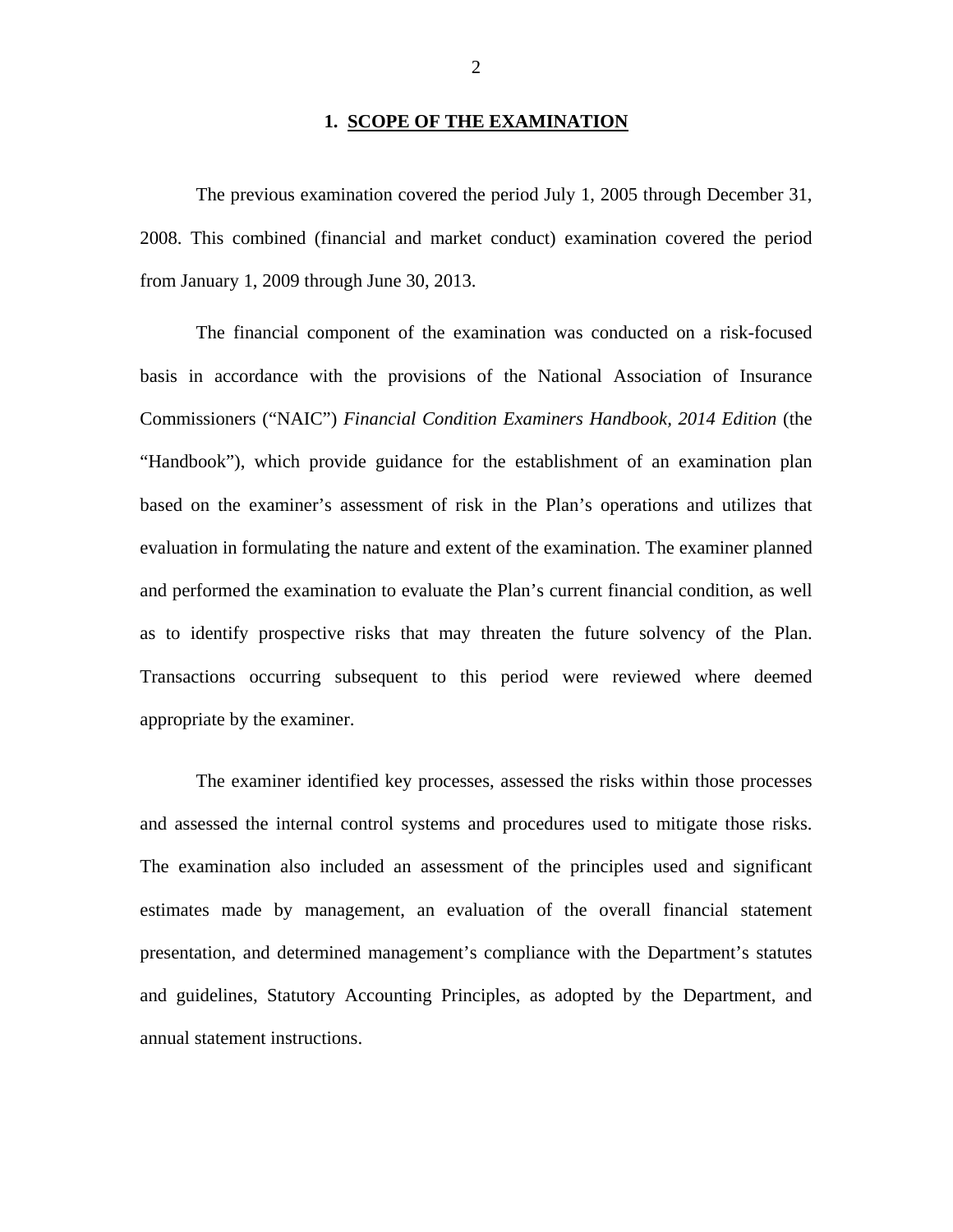## 1. SCOPE OF THE EXAMINATION

The previous examination covered the period July 1, 2005 through December 31, 2008. This combined (financial and market conduct) examination covered the period from January 1, 2009 through June 30, 2013.

The financial component of the examination was conducted on a risk-focused basis in accordance with the provisions of the National Association of Insurance Commissioners ("NAIC") *Financial Condition Examiners Handbook, 2014 Edition* (the "Handbook"), which provide guidance for the establishment of an examination plan based on the examiner's assessment of risk in the Plan's operations and utilizes that evaluation in formulating the nature and extent of the examination. The examiner planned and performed the examination to evaluate the Plan's current financial condition, as well as to identify prospective risks that may threaten the future solvency of the Plan. Transactions occurring subsequent to this period were reviewed where deemed appropriate by the examiner.

The examiner identified key processes, assessed the risks within those processes and assessed the internal control systems and procedures used to mitigate those risks. The examination also included an assessment of the principles used and significant estimates made by management, an evaluation of the overall financial statement presentation, and determined management's compliance with the Department's statutes and guidelines, Statutory Accounting Principles, as adopted by the Department, and annual statement instructions.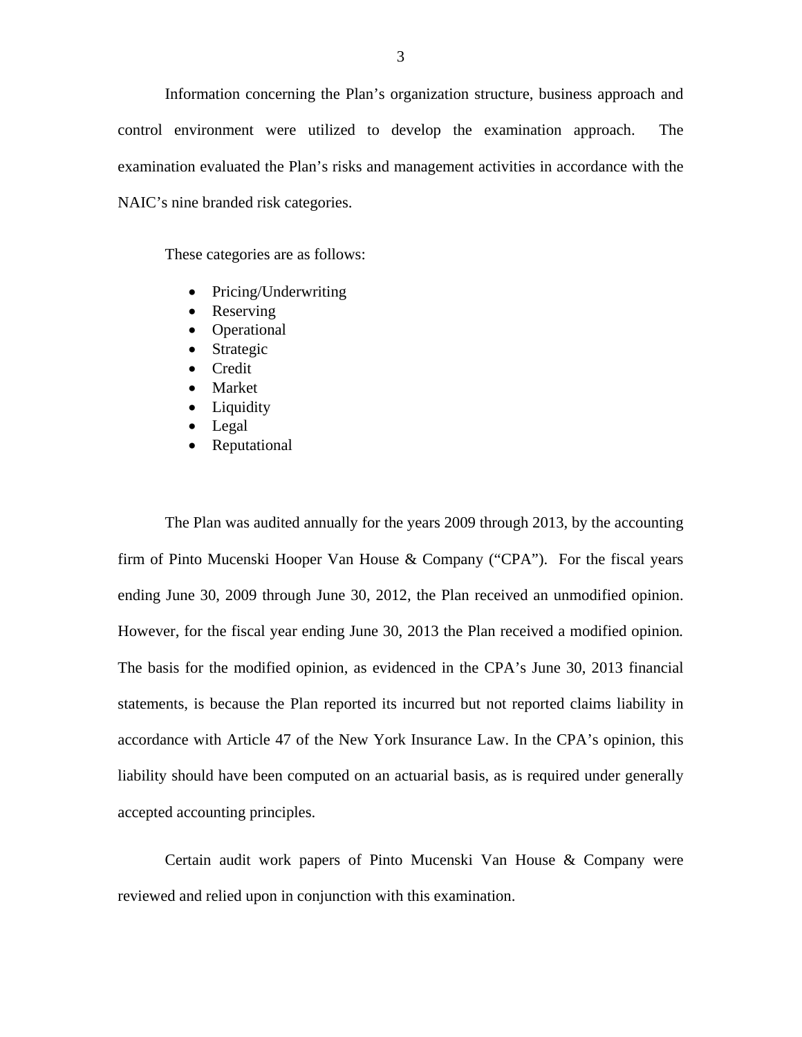Information concerning the Plan's organization structure, business approach and control environment were utilized to develop the examination approach. The examination evaluated the Plan's risks and management activities in accordance with the NAIC's nine branded risk categories.

These categories are as follows:

- Pricing/Underwriting
- Reserving
- Operational
- Strategic
- Credit
- Market
- Liquidity
- Legal
- Reputational

The Plan was audited annually for the years 2009 through 2013, by the accounting firm of Pinto Mucenski Hooper Van House & Company ("CPA"). For the fiscal years ending June 30, 2009 through June 30, 2012, the Plan received an unmodified opinion. However, for the fiscal year ending June 30, 2013 the Plan received a modified opinion. The basis for the modified opinion, as evidenced in the CPA's June 30, 2013 financial statements, is because the Plan reported its incurred but not reported claims liability in accordance with Article 47 of the New York Insurance Law. In the CPA's opinion, this liability should have been computed on an actuarial basis, as is required under generally accepted accounting principles.

Certain audit work papers of Pinto Mucenski Van House & Company were reviewed and relied upon in conjunction with this examination.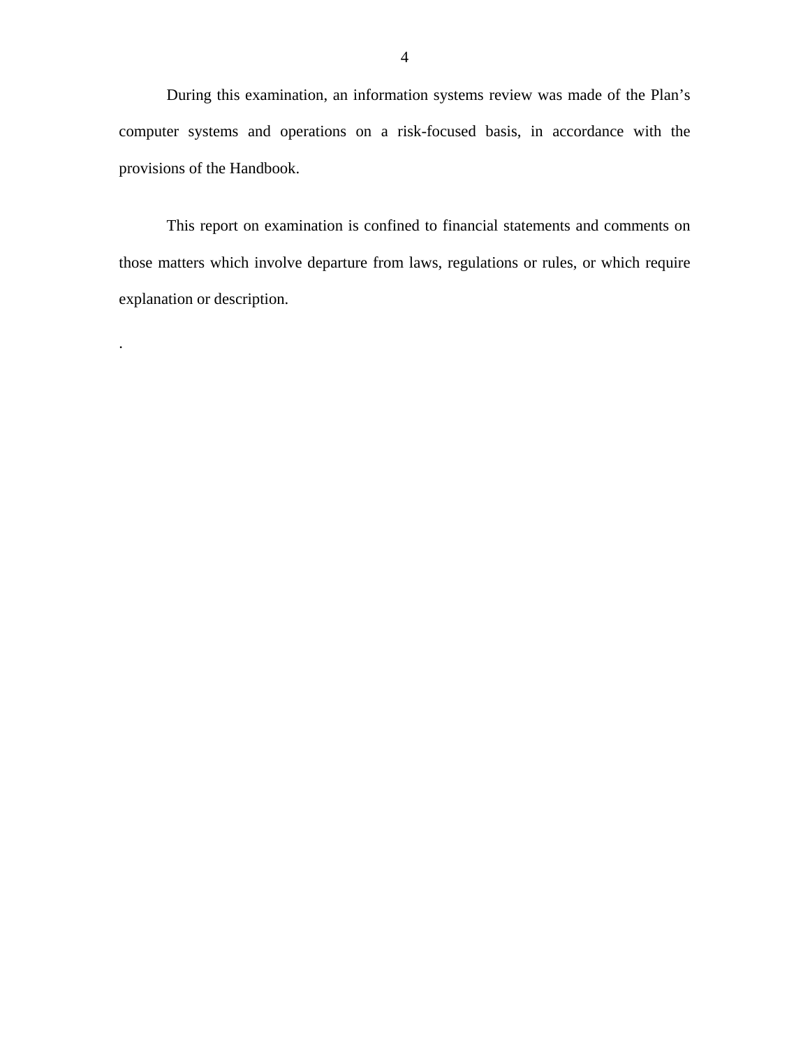During this examination, an information systems review was made of the Plan's computer systems and operations on a risk-focused basis, in accordance with the provisions of the Handbook.

This report on examination is confined to financial statements and comments on those matters which involve departure from laws, regulations or rules, or which require explanation or description.

.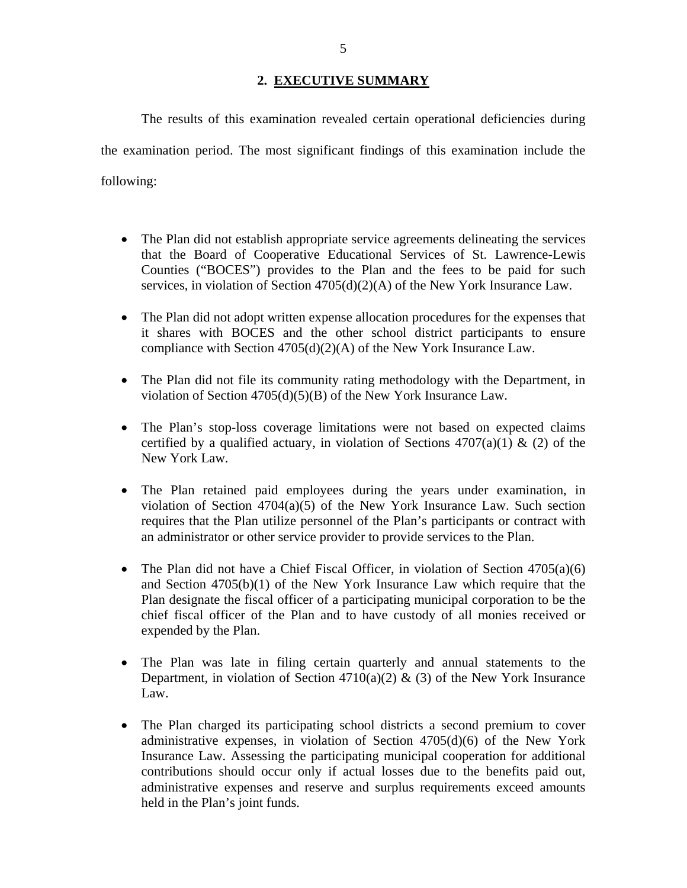## 2. EXECUTIVE SUMMARY

The results of this examination revealed certain operational deficiencies during the examination period. The most significant findings of this examination include the following:

- The Plan did not establish appropriate service agreements delineating the services that the Board of Cooperative Educational Services of St. Lawrence-Lewis Counties ("BOCES") provides to the Plan and the fees to be paid for such services, in violation of Section 4705(d)(2)(A) of the New York Insurance Law.

- The Plan did not adopt written expense allocation procedures for the expenses that it shares with BOCES and the other school district participants to ensure compliance with Section 4705(d)(2)(A) of the New York Insurance Law.

- The Plan did not file its community rating methodology with the Department, in violation of Section 4705(d)(5)(B) of the New York Insurance Law.

- The Plan's stop-loss coverage limitations were not based on expected claims certified by a qualified actuary, in violation of Sections 4707(a)(1) & (2) of the New York Law.

- The Plan retained paid employees during the years under examination, in violation of Section 4704(a)(5) of the New York Insurance Law. Such section requires that the Plan utilize personnel of the Plan's participants or contract with an administrator or other service provider to provide services to the Plan.

- The Plan did not have a Chief Fiscal Officer, in violation of Section 4705(a)(6) and Section 4705(b)(1) of the New York Insurance Law which require that the Plan designate the fiscal officer of a participating municipal corporation to be the chief fiscal officer of the Plan and to have custody of all monies received or expended by the Plan.

- The Plan was late in filing certain quarterly and annual statements to the Department, in violation of Section 4710(a)(2) & (3) of the New York Insurance Law.

- The Plan charged its participating school districts a second premium to cover administrative expenses, in violation of Section 4705(d)(6) of the New York Insurance Law. Assessing the participating municipal cooperation for additional contributions should occur only if actual losses due to the benefits paid out, administrative expenses and reserve and surplus requirements exceed amounts held in the Plan's joint funds.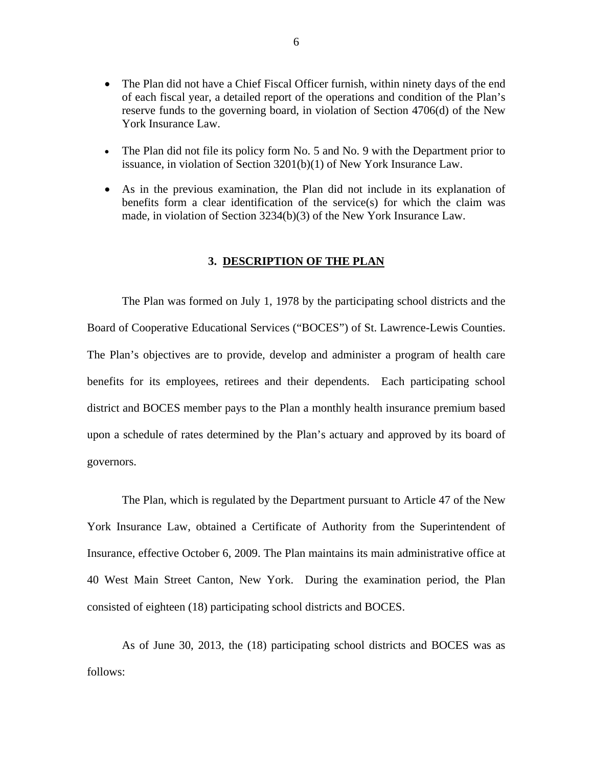- The Plan did not have a Chief Fiscal Officer furnish, within ninety days of the end of each fiscal year, a detailed report of the operations and condition of the Plan's reserve funds to the governing board, in violation of Section 4706(d) of the New York Insurance Law.

- The Plan did not file its policy form No. 5 and No. 9 with the Department prior to issuance, in violation of Section 3201(b)(1) of New York Insurance Law.

- As in the previous examination, the Plan did not include in its explanation of benefits form a clear identification of the service(s) for which the claim was made, in violation of Section 3234(b)(3) of the New York Insurance Law.

## 3. DESCRIPTION OF THE PLAN

The Plan was formed on July 1, 1978 by the participating school districts and the Board of Cooperative Educational Services ("BOCES") of St. Lawrence-Lewis Counties. The Plan's objectives are to provide, develop and administer a program of health care benefits for its employees, retirees and their dependents. Each participating school district and BOCES member pays to the Plan a monthly health insurance premium based upon a schedule of rates determined by the Plan's actuary and approved by its board of governors.

The Plan, which is regulated by the Department pursuant to Article 47 of the New York Insurance Law, obtained a Certificate of Authority from the Superintendent of Insurance, effective October 6, 2009. The Plan maintains its main administrative office at 40 West Main Street Canton, New York. During the examination period, the Plan consisted of eighteen (18) participating school districts and BOCES.

As of June 30, 2013, the (18) participating school districts and BOCES was as follows: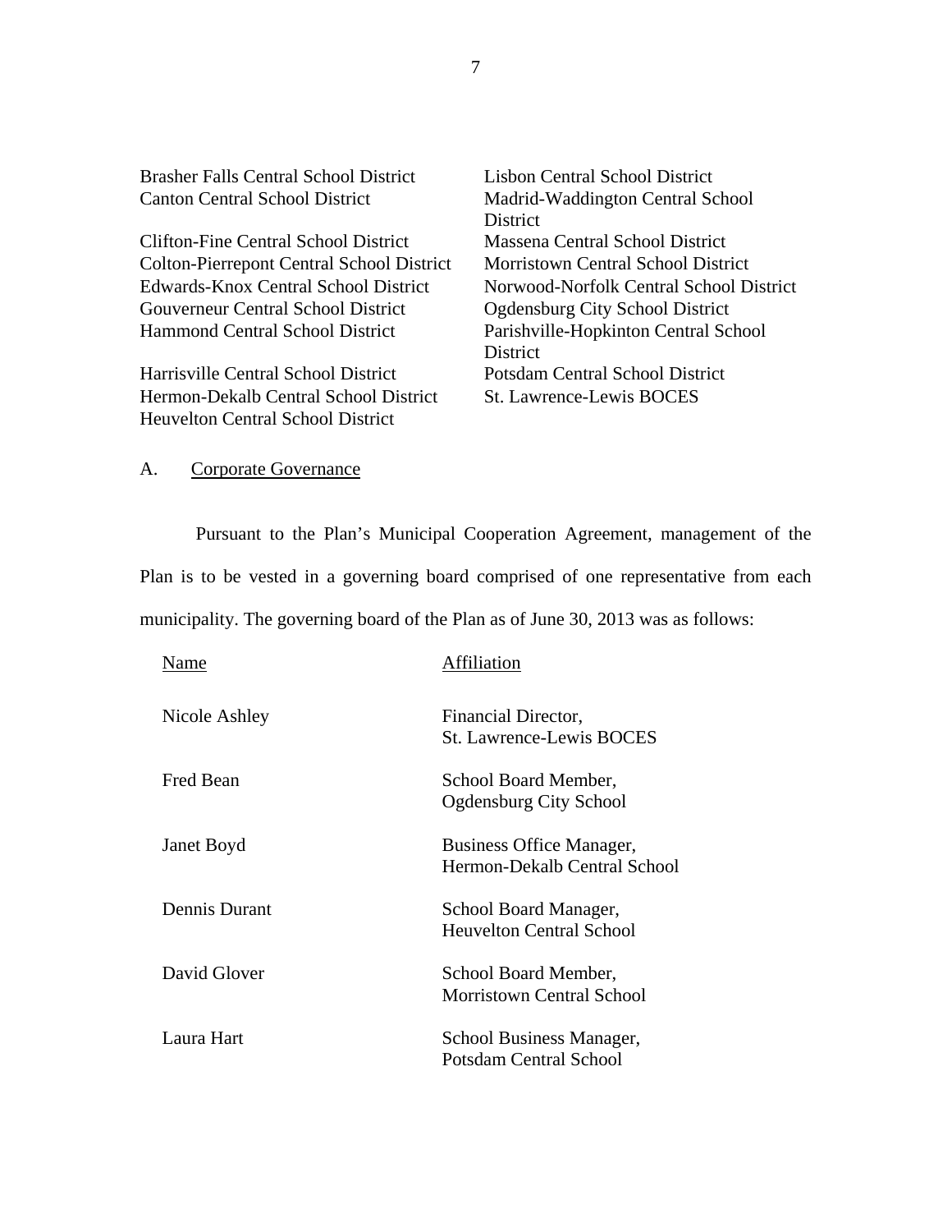Brasher Falls Central School District
Canton Central School District
Clifton-Fine Central School District
Colton-Pierrepont Central School District
Edwards-Knox Central School District
Gouverneur Central School District
Hammond Central School District
Harrisville Central School District
Hermon-Dekalb Central School District
Heuvelton Central School District
Lisbon Central School District
Madrid-Waddington Central School District
Massena Central School District
Morristown Central School District
Norwood-Norfolk Central School District
Ogdensburg City School District
Parishville-Hopkinton Central School District
Potsdam Central School District
St. Lawrence-Lewis BOCES

A. Corporate Governance

Pursuant to the Plan's Municipal Cooperation Agreement, management of the Plan is to be vested in a governing board comprised of one representative from each municipality. The governing board of the Plan as of June 30, 2013 was as follows:

| Name | Affiliation |
|---|---|
| Nicole Ashley | Financial Director, St. Lawrence-Lewis BOCES |
| Fred Bean | School Board Member, Ogdensburg City School |
| Janet Boyd | Business Office Manager, Hermon-Dekalb Central School |
| Dennis Durant | School Board Manager, Heuvelton Central School |
| David Glover | School Board Member, Morristown Central School |
| Laura Hart | School Business Manager, Potsdam Central School |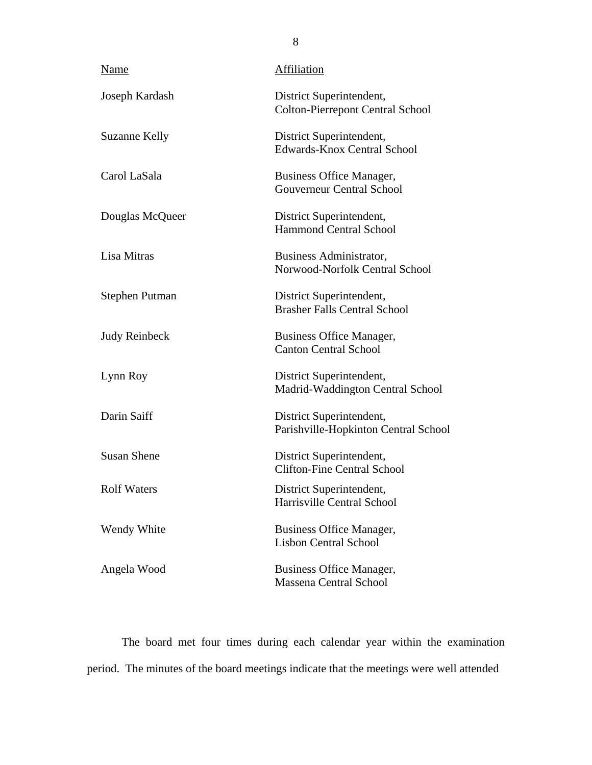| Name | Affiliation |
|---|---|
| Joseph Kardash | District Superintendent, Colton-Pierrepont Central School |
| Suzanne Kelly | District Superintendent, Edwards-Knox Central School |
| Carol LaSala | Business Office Manager, Gouverneur Central School |
| Douglas McQueer | District Superintendent, Hammond Central School |
| Lisa Mitras | Business Administrator, Norwood-Norfolk Central School |
| Stephen Putman | District Superintendent, Brasher Falls Central School |
| Judy Reinbeck | Business Office Manager, Canton Central School |
| Lynn Roy | District Superintendent, Madrid-Waddington Central School |
| Darin Saiff | District Superintendent, Parishville-Hopkinton Central School |
| Susan Shene | District Superintendent, Clifton-Fine Central School |
| Rolf Waters | District Superintendent, Harrisville Central School |
| Wendy White | Business Office Manager, Lisbon Central School |
| Angela Wood | Business Office Manager, Massena Central School |

The board met four times during each calendar year within the examination period. The minutes of the board meetings indicate that the meetings were well attended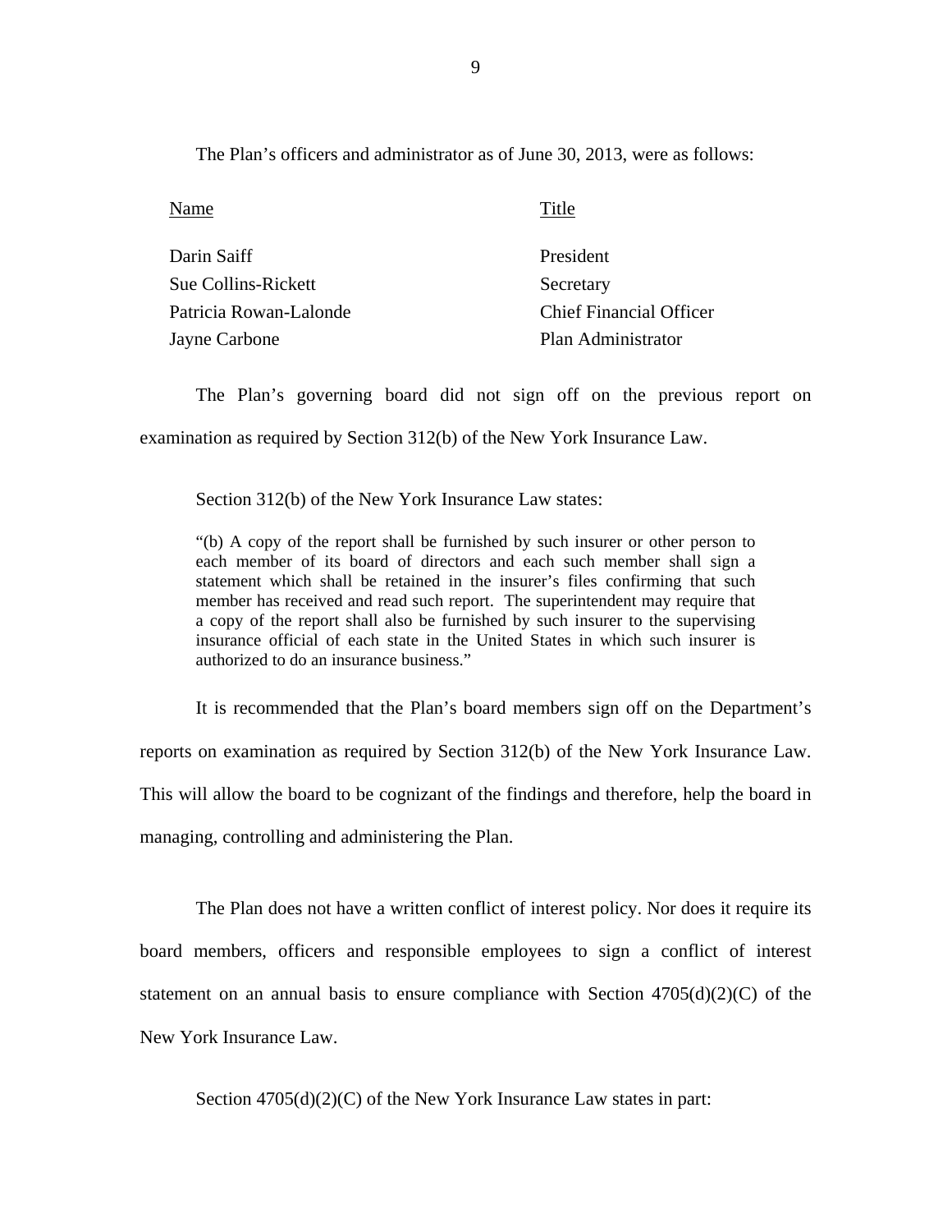The Plan's officers and administrator as of June 30, 2013, were as follows:

| Name | Title |
|---|---|
| Darin Saiff | President |
| Sue Collins-Rickett | Secretary |
| Patricia Rowan-Lalonde | Chief Financial Officer |
| Jayne Carbone | Plan Administrator |

The Plan's governing board did not sign off on the previous report on examination as required by Section 312(b) of the New York Insurance Law.

Section 312(b) of the New York Insurance Law states:

> "(b) A copy of the report shall be furnished by such insurer or other person to each member of its board of directors and each such member shall sign a statement which shall be retained in the insurer's files confirming that such member has received and read such report. The superintendent may require that a copy of the report shall also be furnished by such insurer to the supervising insurance official of each state in the United States in which such insurer is authorized to do an insurance business."

It is recommended that the Plan's board members sign off on the Department's reports on examination as required by Section 312(b) of the New York Insurance Law. This will allow the board to be cognizant of the findings and therefore, help the board in managing, controlling and administering the Plan.

The Plan does not have a written conflict of interest policy. Nor does it require its board members, officers and responsible employees to sign a conflict of interest statement on an annual basis to ensure compliance with Section 4705(d)(2)(C) of the New York Insurance Law.

Section 4705(d)(2)(C) of the New York Insurance Law states in part: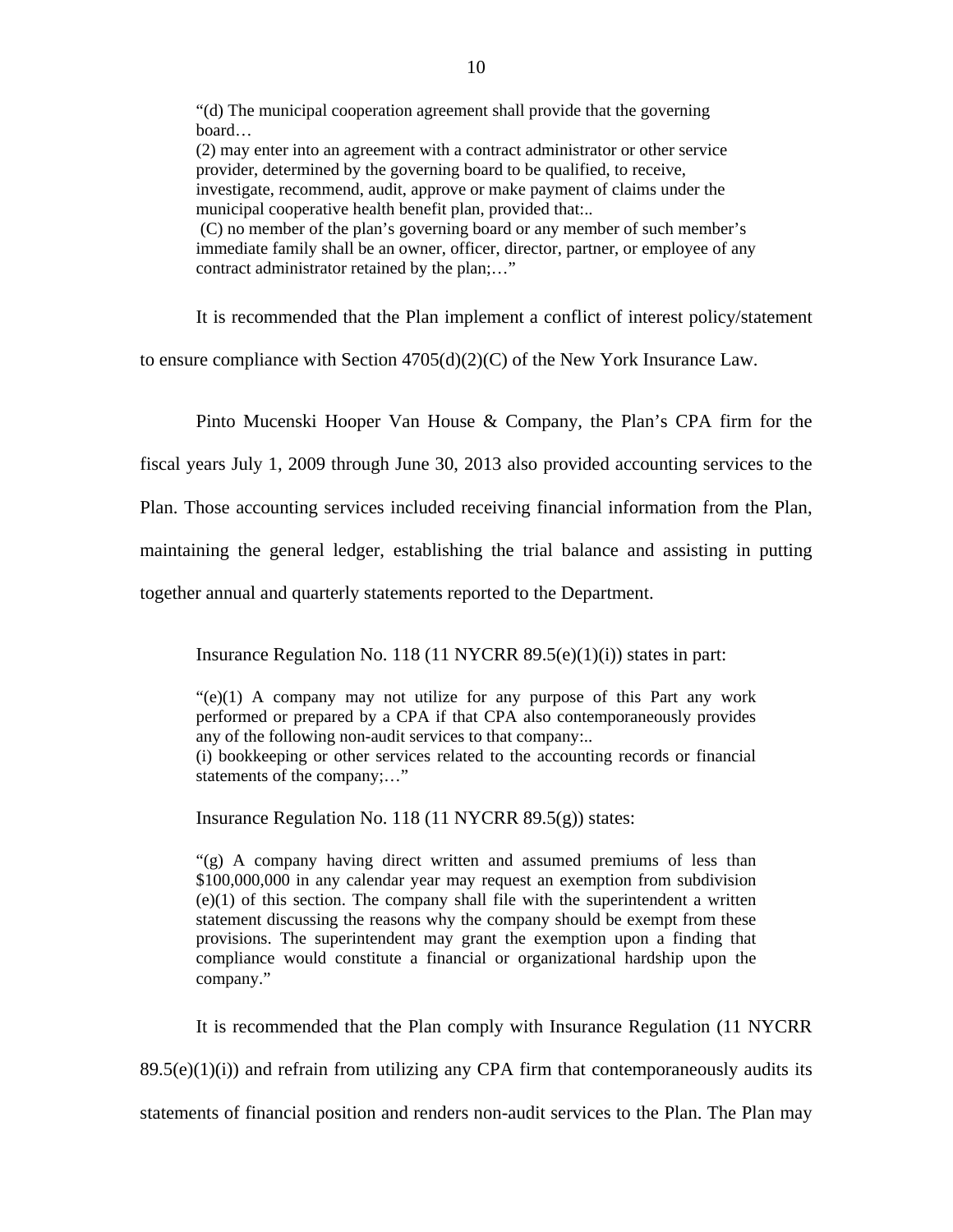> "(d) The municipal cooperation agreement shall provide that the governing board…
> (2) may enter into an agreement with a contract administrator or other service provider, determined by the governing board to be qualified, to receive, investigate, recommend, audit, approve or make payment of claims under the municipal cooperative health benefit plan, provided that:..
> (C) no member of the plan's governing board or any member of such member's immediate family shall be an owner, officer, director, partner, or employee of any contract administrator retained by the plan;…"

It is recommended that the Plan implement a conflict of interest policy/statement to ensure compliance with Section 4705(d)(2)(C) of the New York Insurance Law.

Pinto Mucenski Hooper Van House & Company, the Plan's CPA firm for the fiscal years July 1, 2009 through June 30, 2013 also provided accounting services to the Plan. Those accounting services included receiving financial information from the Plan, maintaining the general ledger, establishing the trial balance and assisting in putting together annual and quarterly statements reported to the Department.

Insurance Regulation No. 118 (11 NYCRR 89.5(e)(1)(i)) states in part:

> "(e)(1) A company may not utilize for any purpose of this Part any work performed or prepared by a CPA if that CPA also contemporaneously provides any of the following non-audit services to that company:..
> (i) bookkeeping or other services related to the accounting records or financial statements of the company;…"

Insurance Regulation No. 118 (11 NYCRR 89.5(g)) states:

> "(g) A company having direct written and assumed premiums of less than $100,000,000 in any calendar year may request an exemption from subdivision (e)(1) of this section. The company shall file with the superintendent a written statement discussing the reasons why the company should be exempt from these provisions. The superintendent may grant the exemption upon a finding that compliance would constitute a financial or organizational hardship upon the company."

It is recommended that the Plan comply with Insurance Regulation (11 NYCRR 89.5(e)(1)(i)) and refrain from utilizing any CPA firm that contemporaneously audits its statements of financial position and renders non-audit services to the Plan. The Plan may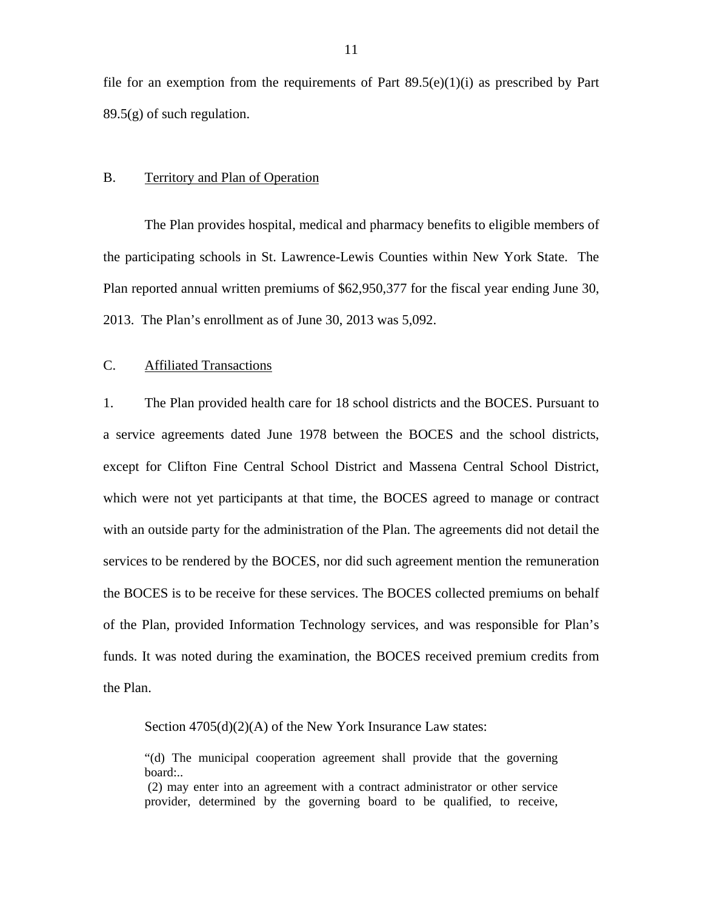file for an exemption from the requirements of Part 89.5(e)(1)(i) as prescribed by Part 89.5(g) of such regulation.

B. Territory and Plan of Operation

The Plan provides hospital, medical and pharmacy benefits to eligible members of the participating schools in St. Lawrence-Lewis Counties within New York State. The Plan reported annual written premiums of $62,950,377 for the fiscal year ending June 30, 2013. The Plan's enrollment as of June 30, 2013 was 5,092.

C. Affiliated Transactions

1. The Plan provided health care for 18 school districts and the BOCES. Pursuant to a service agreements dated June 1978 between the BOCES and the school districts, except for Clifton Fine Central School District and Massena Central School District, which were not yet participants at that time, the BOCES agreed to manage or contract with an outside party for the administration of the Plan. The agreements did not detail the services to be rendered by the BOCES, nor did such agreement mention the remuneration the BOCES is to be receive for these services. The BOCES collected premiums on behalf of the Plan, provided Information Technology services, and was responsible for Plan's funds. It was noted during the examination, the BOCES received premium credits from the Plan.

Section 4705(d)(2)(A) of the New York Insurance Law states:

> "(d) The municipal cooperation agreement shall provide that the governing board:..
> (2) may enter into an agreement with a contract administrator or other service provider, determined by the governing board to be qualified, to receive,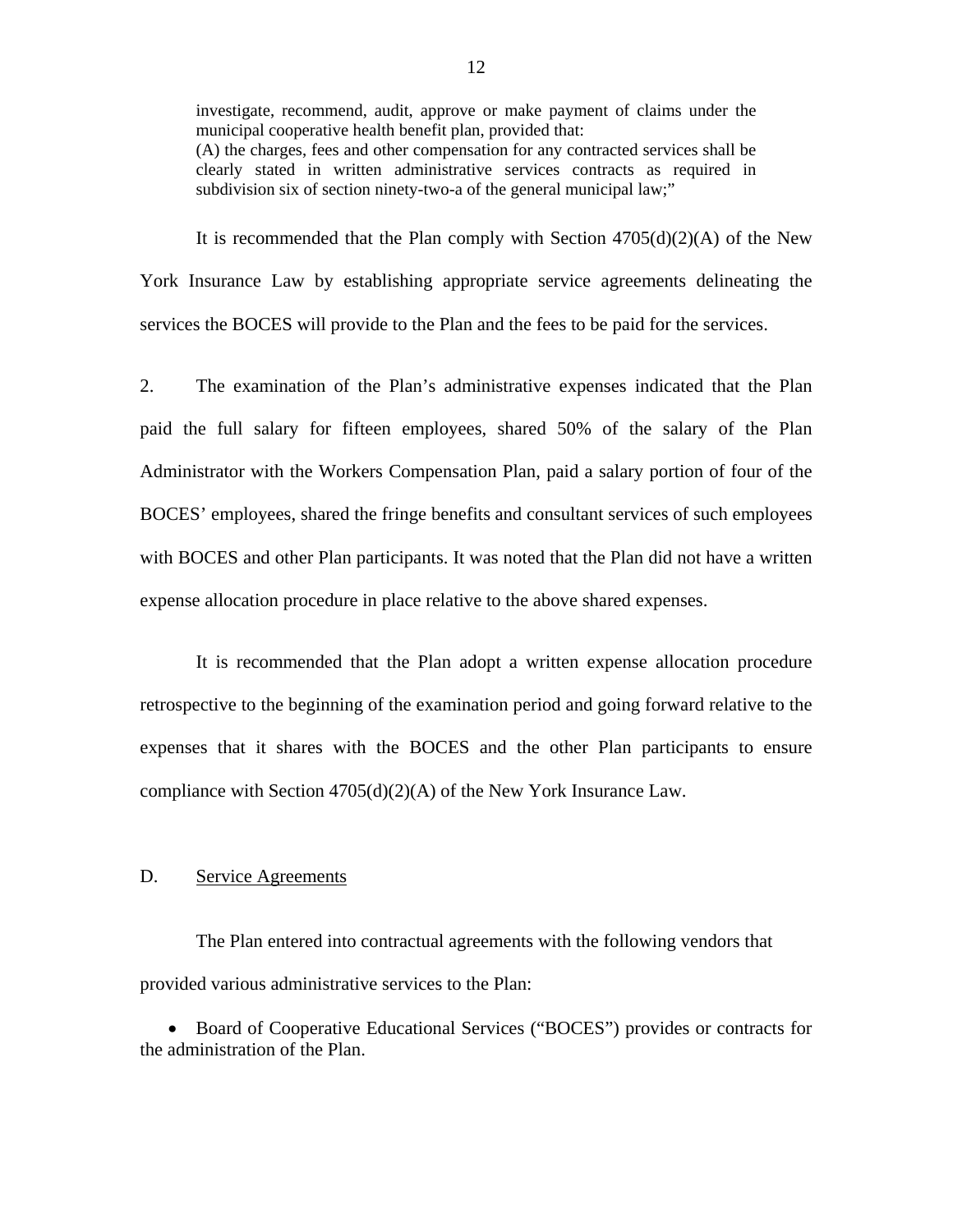> investigate, recommend, audit, approve or make payment of claims under the municipal cooperative health benefit plan, provided that:
> (A) the charges, fees and other compensation for any contracted services shall be clearly stated in written administrative services contracts as required in subdivision six of section ninety-two-a of the general municipal law;"

It is recommended that the Plan comply with Section 4705(d)(2)(A) of the New York Insurance Law by establishing appropriate service agreements delineating the services the BOCES will provide to the Plan and the fees to be paid for the services.

2. The examination of the Plan's administrative expenses indicated that the Plan paid the full salary for fifteen employees, shared 50% of the salary of the Plan Administrator with the Workers Compensation Plan, paid a salary portion of four of the BOCES' employees, shared the fringe benefits and consultant services of such employees with BOCES and other Plan participants. It was noted that the Plan did not have a written expense allocation procedure in place relative to the above shared expenses.

It is recommended that the Plan adopt a written expense allocation procedure retrospective to the beginning of the examination period and going forward relative to the expenses that it shares with the BOCES and the other Plan participants to ensure compliance with Section 4705(d)(2)(A) of the New York Insurance Law.

## D. Service Agreements

The Plan entered into contractual agreements with the following vendors that provided various administrative services to the Plan:

- Board of Cooperative Educational Services ("BOCES") provides or contracts for the administration of the Plan.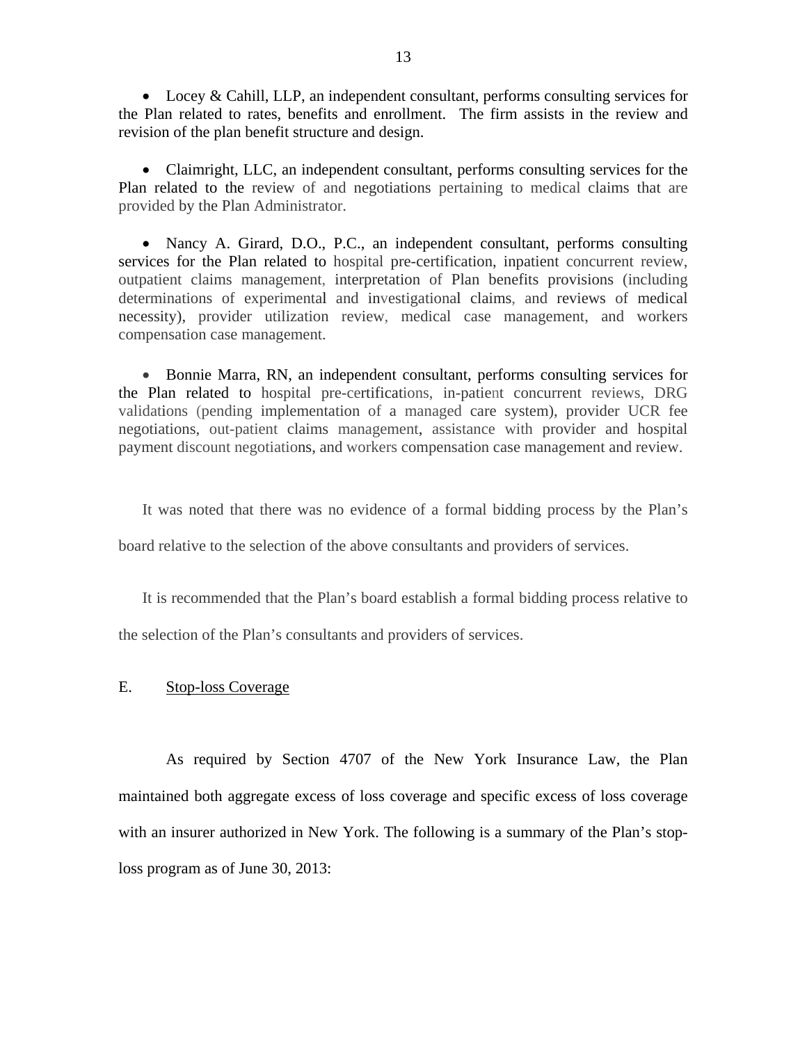- Locey & Cahill, LLP, an independent consultant, performs consulting services for the Plan related to rates, benefits and enrollment. The firm assists in the review and revision of the plan benefit structure and design.

- Claimright, LLC, an independent consultant, performs consulting services for the Plan related to the review of and negotiations pertaining to medical claims that are provided by the Plan Administrator.

- Nancy A. Girard, D.O., P.C., an independent consultant, performs consulting services for the Plan related to hospital pre-certification, inpatient concurrent review, outpatient claims management, interpretation of Plan benefits provisions (including determinations of experimental and investigational claims, and reviews of medical necessity), provider utilization review, medical case management, and workers compensation case management.

- Bonnie Marra, RN, an independent consultant, performs consulting services for the Plan related to hospital pre-certifications, in-patient concurrent reviews, DRG validations (pending implementation of a managed care system), provider UCR fee negotiations, out-patient claims management, assistance with provider and hospital payment discount negotiations, and workers compensation case management and review.

It was noted that there was no evidence of a formal bidding process by the Plan's board relative to the selection of the above consultants and providers of services.

It is recommended that the Plan's board establish a formal bidding process relative to the selection of the Plan's consultants and providers of services.

## E. Stop-loss Coverage

As required by Section 4707 of the New York Insurance Law, the Plan maintained both aggregate excess of loss coverage and specific excess of loss coverage with an insurer authorized in New York. The following is a summary of the Plan's stop-loss program as of June 30, 2013: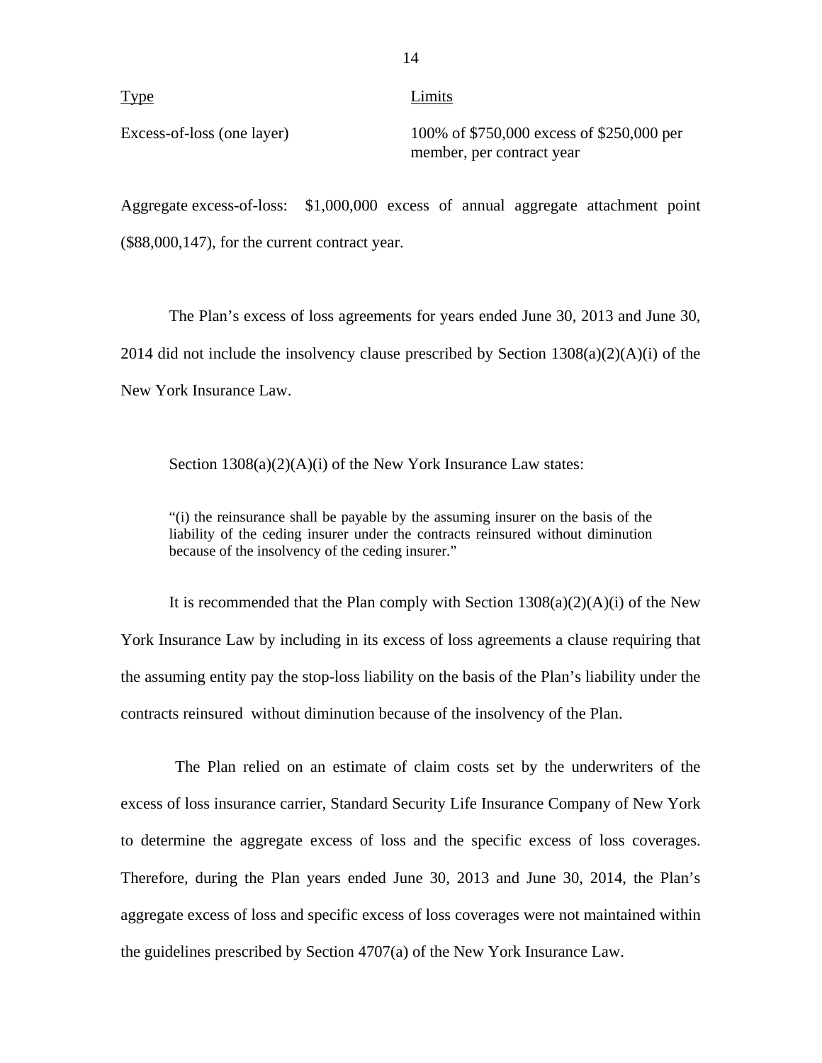| Type | Limits |
| --- | --- |
| Excess-of-loss (one layer) | 100% of $750,000 excess of $250,000 per member, per contract year |

Aggregate excess-of-loss: $1,000,000 excess of annual aggregate attachment point ($88,000,147), for the current contract year.

The Plan's excess of loss agreements for years ended June 30, 2013 and June 30, 2014 did not include the insolvency clause prescribed by Section 1308(a)(2)(A)(i) of the New York Insurance Law.

Section 1308(a)(2)(A)(i) of the New York Insurance Law states:

> "(i) the reinsurance shall be payable by the assuming insurer on the basis of the liability of the ceding insurer under the contracts reinsured without diminution because of the insolvency of the ceding insurer."

It is recommended that the Plan comply with Section 1308(a)(2)(A)(i) of the New York Insurance Law by including in its excess of loss agreements a clause requiring that the assuming entity pay the stop-loss liability on the basis of the Plan's liability under the contracts reinsured without diminution because of the insolvency of the Plan.

The Plan relied on an estimate of claim costs set by the underwriters of the excess of loss insurance carrier, Standard Security Life Insurance Company of New York to determine the aggregate excess of loss and the specific excess of loss coverages. Therefore, during the Plan years ended June 30, 2013 and June 30, 2014, the Plan's aggregate excess of loss and specific excess of loss coverages were not maintained within the guidelines prescribed by Section 4707(a) of the New York Insurance Law.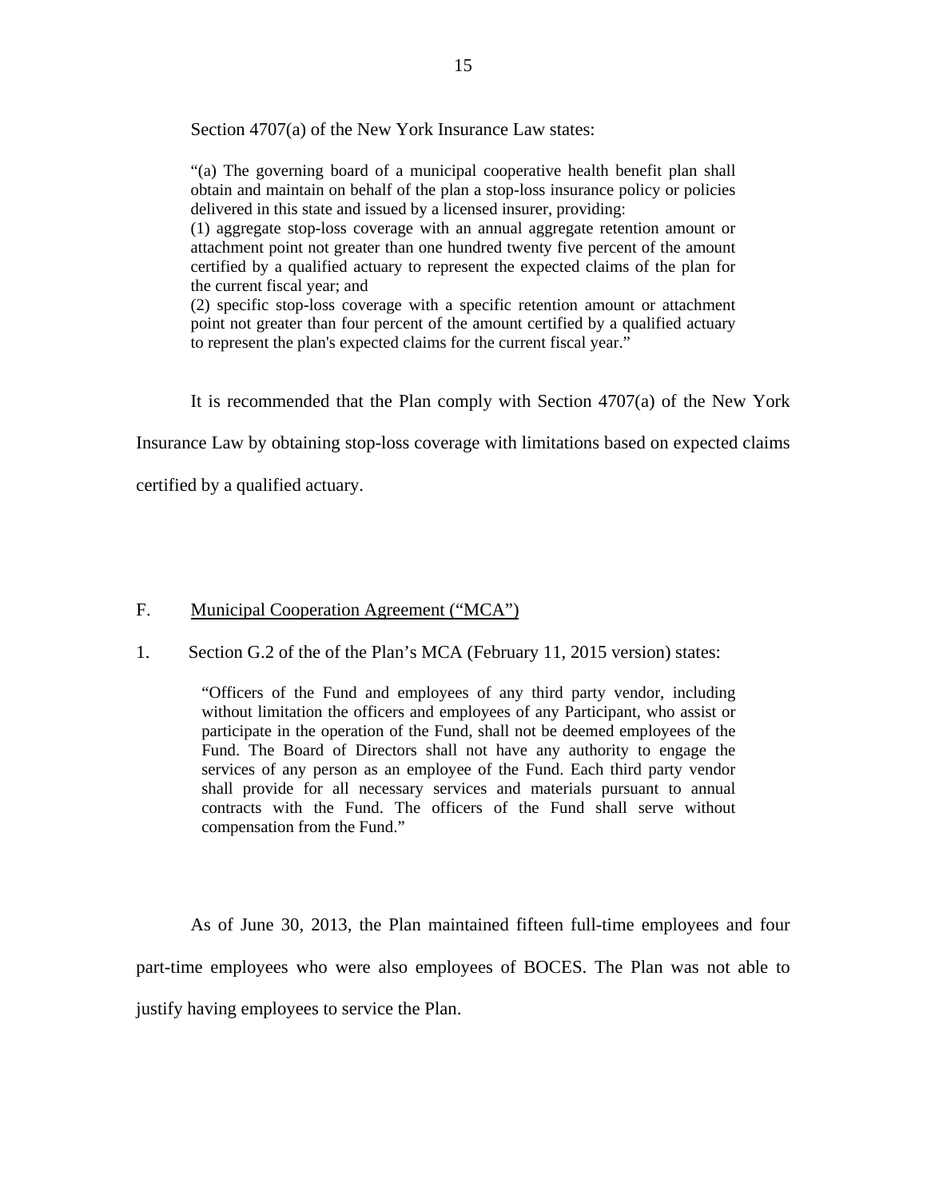Section 4707(a) of the New York Insurance Law states:

> "(a) The governing board of a municipal cooperative health benefit plan shall obtain and maintain on behalf of the plan a stop-loss insurance policy or policies delivered in this state and issued by a licensed insurer, providing:
> (1) aggregate stop-loss coverage with an annual aggregate retention amount or attachment point not greater than one hundred twenty five percent of the amount certified by a qualified actuary to represent the expected claims of the plan for the current fiscal year; and
> (2) specific stop-loss coverage with a specific retention amount or attachment point not greater than four percent of the amount certified by a qualified actuary to represent the plan's expected claims for the current fiscal year."

It is recommended that the Plan comply with Section 4707(a) of the New York Insurance Law by obtaining stop-loss coverage with limitations based on expected claims certified by a qualified actuary.

## F. Municipal Cooperation Agreement ("MCA")

1. Section G.2 of the of the Plan's MCA (February 11, 2015 version) states:

> "Officers of the Fund and employees of any third party vendor, including without limitation the officers and employees of any Participant, who assist or participate in the operation of the Fund, shall not be deemed employees of the Fund. The Board of Directors shall not have any authority to engage the services of any person as an employee of the Fund. Each third party vendor shall provide for all necessary services and materials pursuant to annual contracts with the Fund. The officers of the Fund shall serve without compensation from the Fund."

As of June 30, 2013, the Plan maintained fifteen full-time employees and four part-time employees who were also employees of BOCES. The Plan was not able to justify having employees to service the Plan.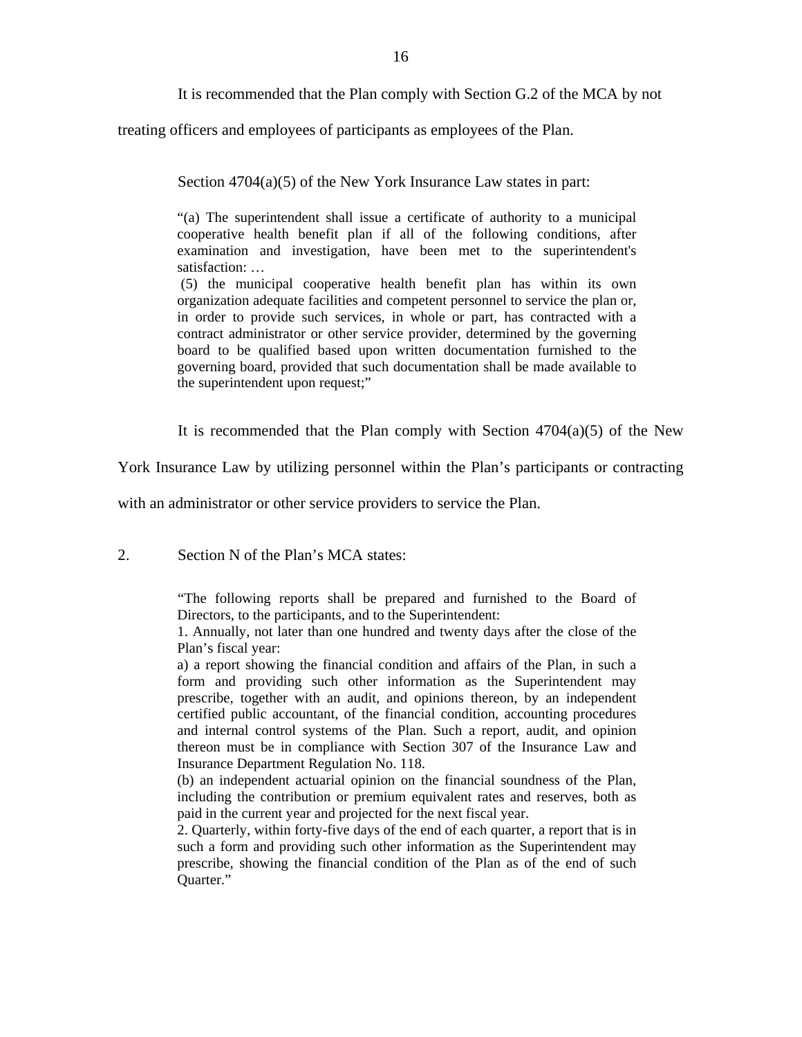It is recommended that the Plan comply with Section G.2 of the MCA by not treating officers and employees of participants as employees of the Plan.

Section 4704(a)(5) of the New York Insurance Law states in part:

> "(a) The superintendent shall issue a certificate of authority to a municipal cooperative health benefit plan if all of the following conditions, after examination and investigation, have been met to the superintendent's satisfaction: …
>
> (5) the municipal cooperative health benefit plan has within its own organization adequate facilities and competent personnel to service the plan or, in order to provide such services, in whole or part, has contracted with a contract administrator or other service provider, determined by the governing board to be qualified based upon written documentation furnished to the governing board, provided that such documentation shall be made available to the superintendent upon request;"

It is recommended that the Plan comply with Section 4704(a)(5) of the New York Insurance Law by utilizing personnel within the Plan's participants or contracting with an administrator or other service providers to service the Plan.

2. Section N of the Plan's MCA states:

> "The following reports shall be prepared and furnished to the Board of Directors, to the participants, and to the Superintendent:
>
> 1. Annually, not later than one hundred and twenty days after the close of the Plan's fiscal year:
>
> a) a report showing the financial condition and affairs of the Plan, in such a form and providing such other information as the Superintendent may prescribe, together with an audit, and opinions thereon, by an independent certified public accountant, of the financial condition, accounting procedures and internal control systems of the Plan. Such a report, audit, and opinion thereon must be in compliance with Section 307 of the Insurance Law and Insurance Department Regulation No. 118.
>
> (b) an independent actuarial opinion on the financial soundness of the Plan, including the contribution or premium equivalent rates and reserves, both as paid in the current year and projected for the next fiscal year.
>
> 2. Quarterly, within forty-five days of the end of each quarter, a report that is in such a form and providing such other information as the Superintendent may prescribe, showing the financial condition of the Plan as of the end of such Quarter."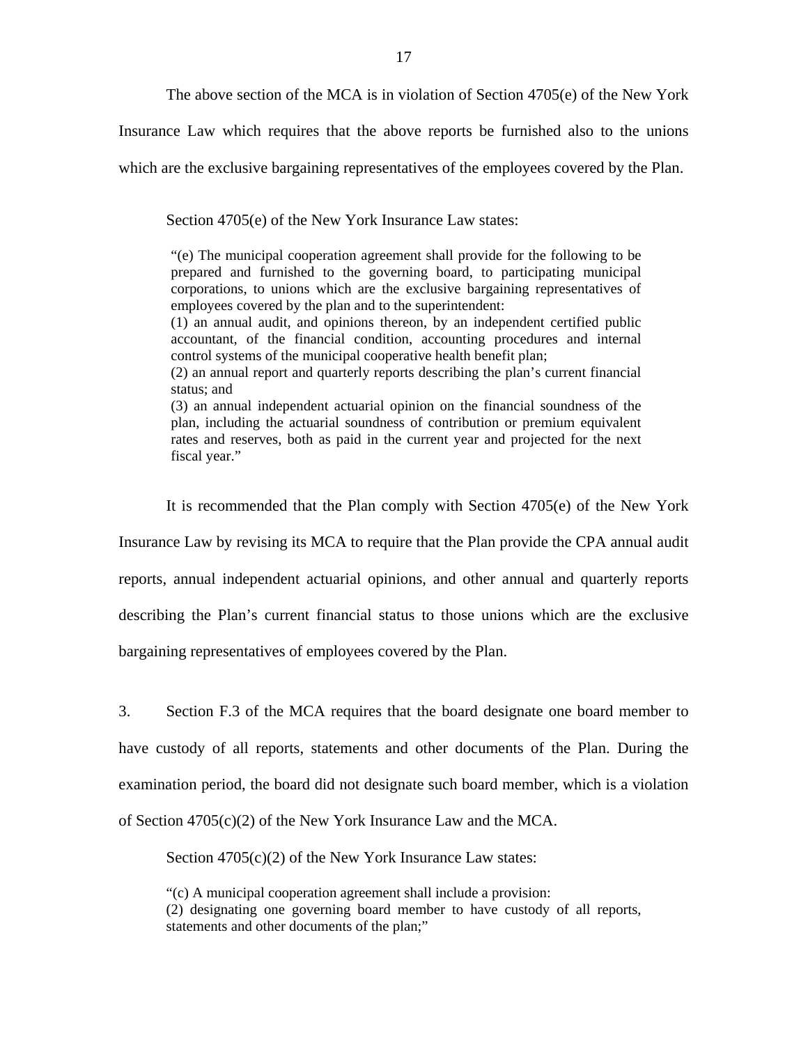The above section of the MCA is in violation of Section 4705(e) of the New York Insurance Law which requires that the above reports be furnished also to the unions which are the exclusive bargaining representatives of the employees covered by the Plan.

Section 4705(e) of the New York Insurance Law states:

> "(e) The municipal cooperation agreement shall provide for the following to be prepared and furnished to the governing board, to participating municipal corporations, to unions which are the exclusive bargaining representatives of employees covered by the plan and to the superintendent:
> (1) an annual audit, and opinions thereon, by an independent certified public accountant, of the financial condition, accounting procedures and internal control systems of the municipal cooperative health benefit plan;
> (2) an annual report and quarterly reports describing the plan's current financial status; and
> (3) an annual independent actuarial opinion on the financial soundness of the plan, including the actuarial soundness of contribution or premium equivalent rates and reserves, both as paid in the current year and projected for the next fiscal year."

It is recommended that the Plan comply with Section 4705(e) of the New York Insurance Law by revising its MCA to require that the Plan provide the CPA annual audit reports, annual independent actuarial opinions, and other annual and quarterly reports describing the Plan's current financial status to those unions which are the exclusive bargaining representatives of employees covered by the Plan.

3. Section F.3 of the MCA requires that the board designate one board member to have custody of all reports, statements and other documents of the Plan. During the examination period, the board did not designate such board member, which is a violation of Section 4705(c)(2) of the New York Insurance Law and the MCA.

Section 4705(c)(2) of the New York Insurance Law states:

> "(c) A municipal cooperation agreement shall include a provision:
> (2) designating one governing board member to have custody of all reports, statements and other documents of the plan;"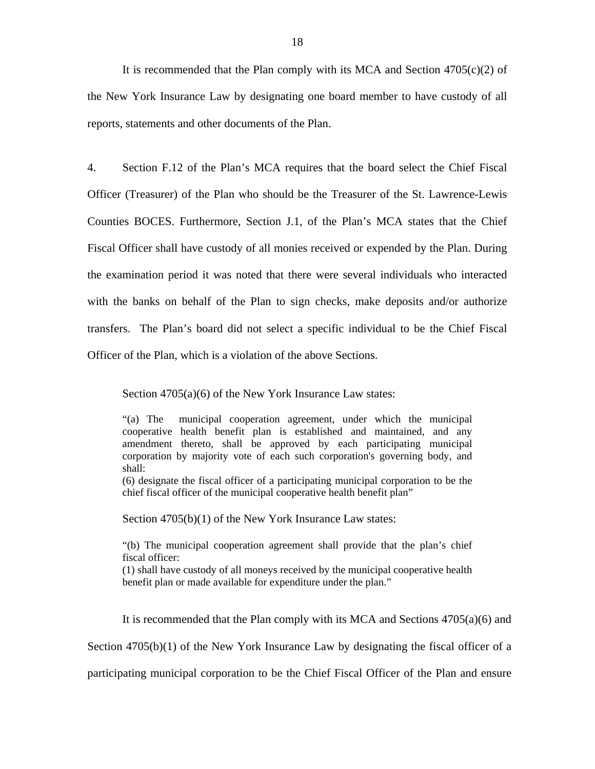It is recommended that the Plan comply with its MCA and Section 4705(c)(2) of the New York Insurance Law by designating one board member to have custody of all reports, statements and other documents of the Plan.

4. Section F.12 of the Plan's MCA requires that the board select the Chief Fiscal Officer (Treasurer) of the Plan who should be the Treasurer of the St. Lawrence-Lewis Counties BOCES. Furthermore, Section J.1, of the Plan's MCA states that the Chief Fiscal Officer shall have custody of all monies received or expended by the Plan. During the examination period it was noted that there were several individuals who interacted with the banks on behalf of the Plan to sign checks, make deposits and/or authorize transfers. The Plan's board did not select a specific individual to be the Chief Fiscal Officer of the Plan, which is a violation of the above Sections.

Section 4705(a)(6) of the New York Insurance Law states:

> "(a) The municipal cooperation agreement, under which the municipal cooperative health benefit plan is established and maintained, and any amendment thereto, shall be approved by each participating municipal corporation by majority vote of each such corporation's governing body, and shall:
> (6) designate the fiscal officer of a participating municipal corporation to be the chief fiscal officer of the municipal cooperative health benefit plan"

Section 4705(b)(1) of the New York Insurance Law states:

> "(b) The municipal cooperation agreement shall provide that the plan's chief fiscal officer:
> (1) shall have custody of all moneys received by the municipal cooperative health benefit plan or made available for expenditure under the plan."

It is recommended that the Plan comply with its MCA and Sections 4705(a)(6) and Section 4705(b)(1) of the New York Insurance Law by designating the fiscal officer of a participating municipal corporation to be the Chief Fiscal Officer of the Plan and ensure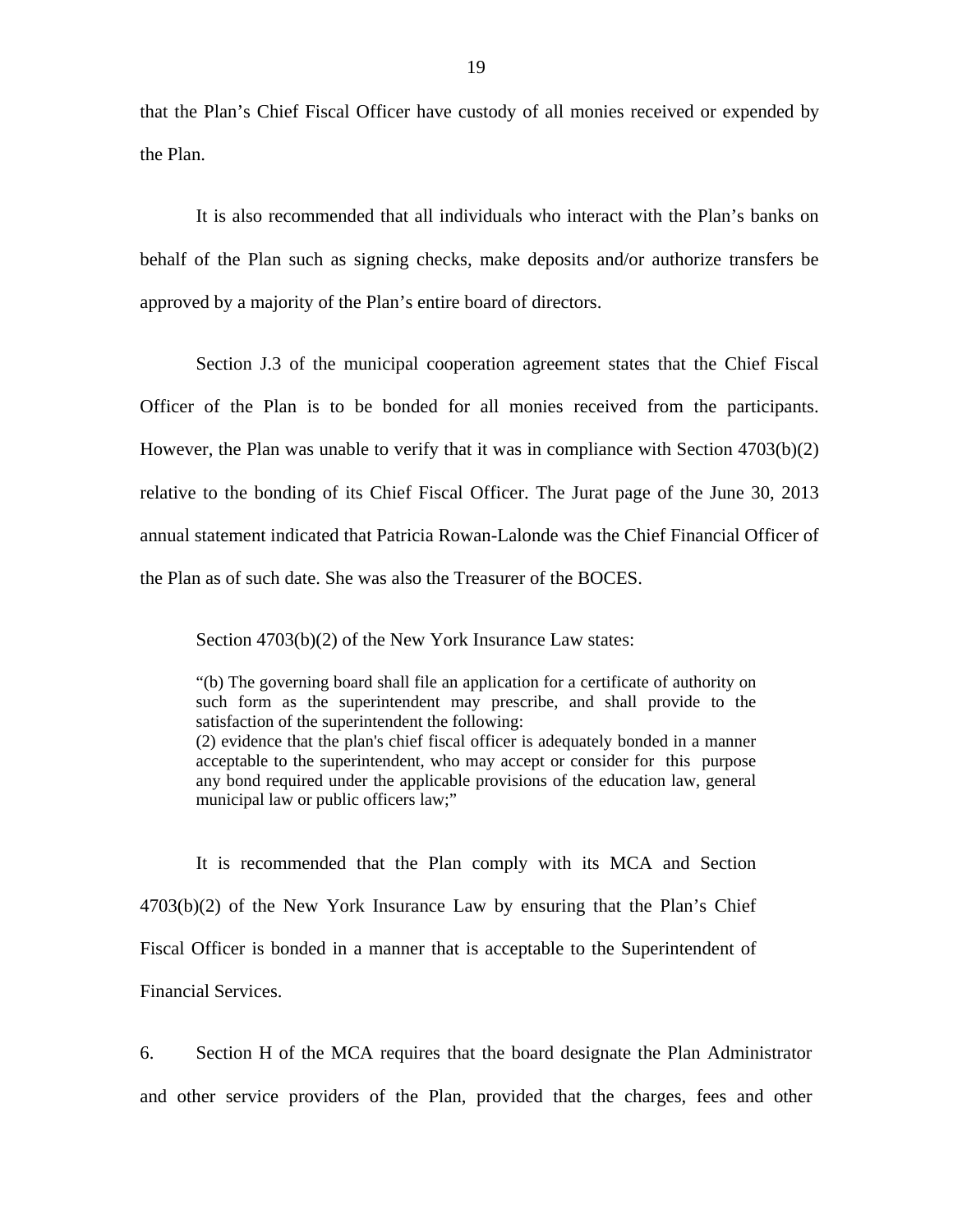that the Plan's Chief Fiscal Officer have custody of all monies received or expended by the Plan.

It is also recommended that all individuals who interact with the Plan's banks on behalf of the Plan such as signing checks, make deposits and/or authorize transfers be approved by a majority of the Plan's entire board of directors.

Section J.3 of the municipal cooperation agreement states that the Chief Fiscal Officer of the Plan is to be bonded for all monies received from the participants. However, the Plan was unable to verify that it was in compliance with Section 4703(b)(2) relative to the bonding of its Chief Fiscal Officer. The Jurat page of the June 30, 2013 annual statement indicated that Patricia Rowan-Lalonde was the Chief Financial Officer of the Plan as of such date. She was also the Treasurer of the BOCES.

Section 4703(b)(2) of the New York Insurance Law states:

> "(b) The governing board shall file an application for a certificate of authority on such form as the superintendent may prescribe, and shall provide to the satisfaction of the superintendent the following:
> (2) evidence that the plan's chief fiscal officer is adequately bonded in a manner acceptable to the superintendent, who may accept or consider for this purpose any bond required under the applicable provisions of the education law, general municipal law or public officers law;"

It is recommended that the Plan comply with its MCA and Section 4703(b)(2) of the New York Insurance Law by ensuring that the Plan's Chief Fiscal Officer is bonded in a manner that is acceptable to the Superintendent of Financial Services.

6. Section H of the MCA requires that the board designate the Plan Administrator and other service providers of the Plan, provided that the charges, fees and other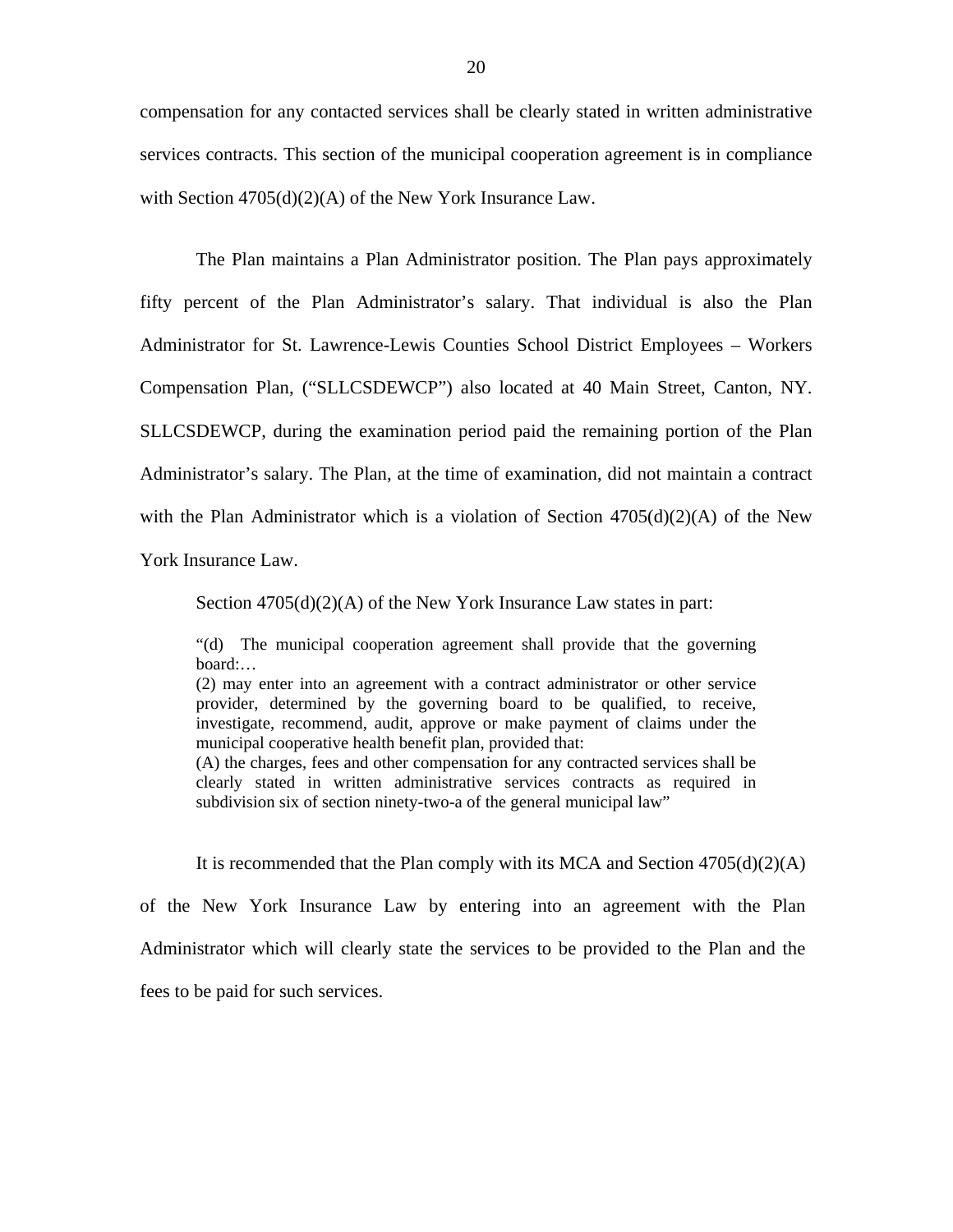compensation for any contacted services shall be clearly stated in written administrative services contracts. This section of the municipal cooperation agreement is in compliance with Section 4705(d)(2)(A) of the New York Insurance Law.

The Plan maintains a Plan Administrator position. The Plan pays approximately fifty percent of the Plan Administrator's salary. That individual is also the Plan Administrator for St. Lawrence-Lewis Counties School District Employees – Workers Compensation Plan, ("SLLCSDEWCP") also located at 40 Main Street, Canton, NY. SLLCSDEWCP, during the examination period paid the remaining portion of the Plan Administrator's salary. The Plan, at the time of examination, did not maintain a contract with the Plan Administrator which is a violation of Section 4705(d)(2)(A) of the New York Insurance Law.

Section 4705(d)(2)(A) of the New York Insurance Law states in part:

> "(d) The municipal cooperation agreement shall provide that the governing board:…
> (2) may enter into an agreement with a contract administrator or other service provider, determined by the governing board to be qualified, to receive, investigate, recommend, audit, approve or make payment of claims under the municipal cooperative health benefit plan, provided that:
> (A) the charges, fees and other compensation for any contracted services shall be clearly stated in written administrative services contracts as required in subdivision six of section ninety-two-a of the general municipal law"

It is recommended that the Plan comply with its MCA and Section 4705(d)(2)(A) of the New York Insurance Law by entering into an agreement with the Plan Administrator which will clearly state the services to be provided to the Plan and the fees to be paid for such services.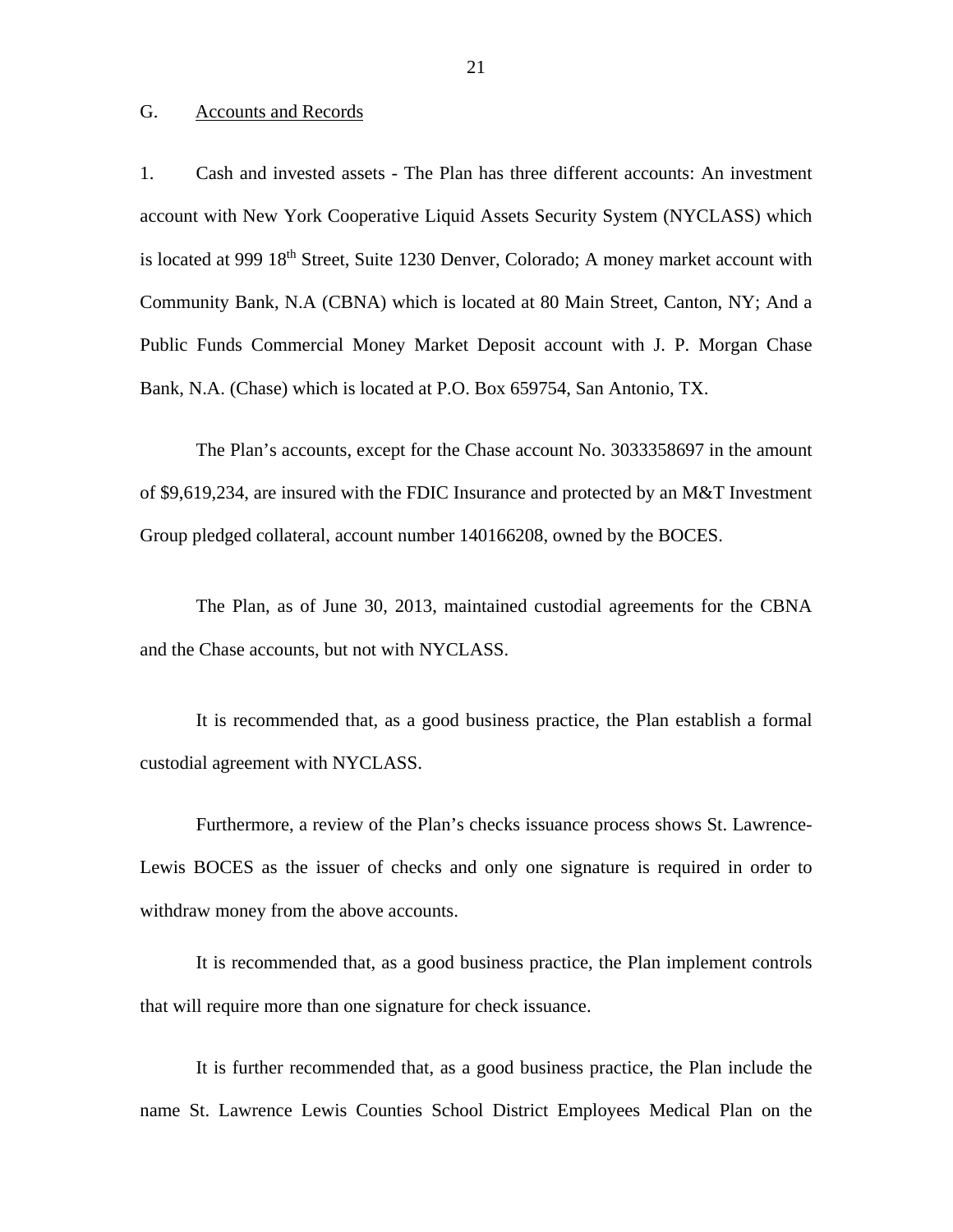G. Accounts and Records

1. Cash and invested assets - The Plan has three different accounts: An investment account with New York Cooperative Liquid Assets Security System (NYCLASS) which is located at 999 18th Street, Suite 1230 Denver, Colorado; A money market account with Community Bank, N.A (CBNA) which is located at 80 Main Street, Canton, NY; And a Public Funds Commercial Money Market Deposit account with J. P. Morgan Chase Bank, N.A. (Chase) which is located at P.O. Box 659754, San Antonio, TX.

The Plan's accounts, except for the Chase account No. 3033358697 in the amount of $9,619,234, are insured with the FDIC Insurance and protected by an M&T Investment Group pledged collateral, account number 140166208, owned by the BOCES.

The Plan, as of June 30, 2013, maintained custodial agreements for the CBNA and the Chase accounts, but not with NYCLASS.

It is recommended that, as a good business practice, the Plan establish a formal custodial agreement with NYCLASS.

Furthermore, a review of the Plan's checks issuance process shows St. Lawrence-Lewis BOCES as the issuer of checks and only one signature is required in order to withdraw money from the above accounts.

It is recommended that, as a good business practice, the Plan implement controls that will require more than one signature for check issuance.

It is further recommended that, as a good business practice, the Plan include the name St. Lawrence Lewis Counties School District Employees Medical Plan on the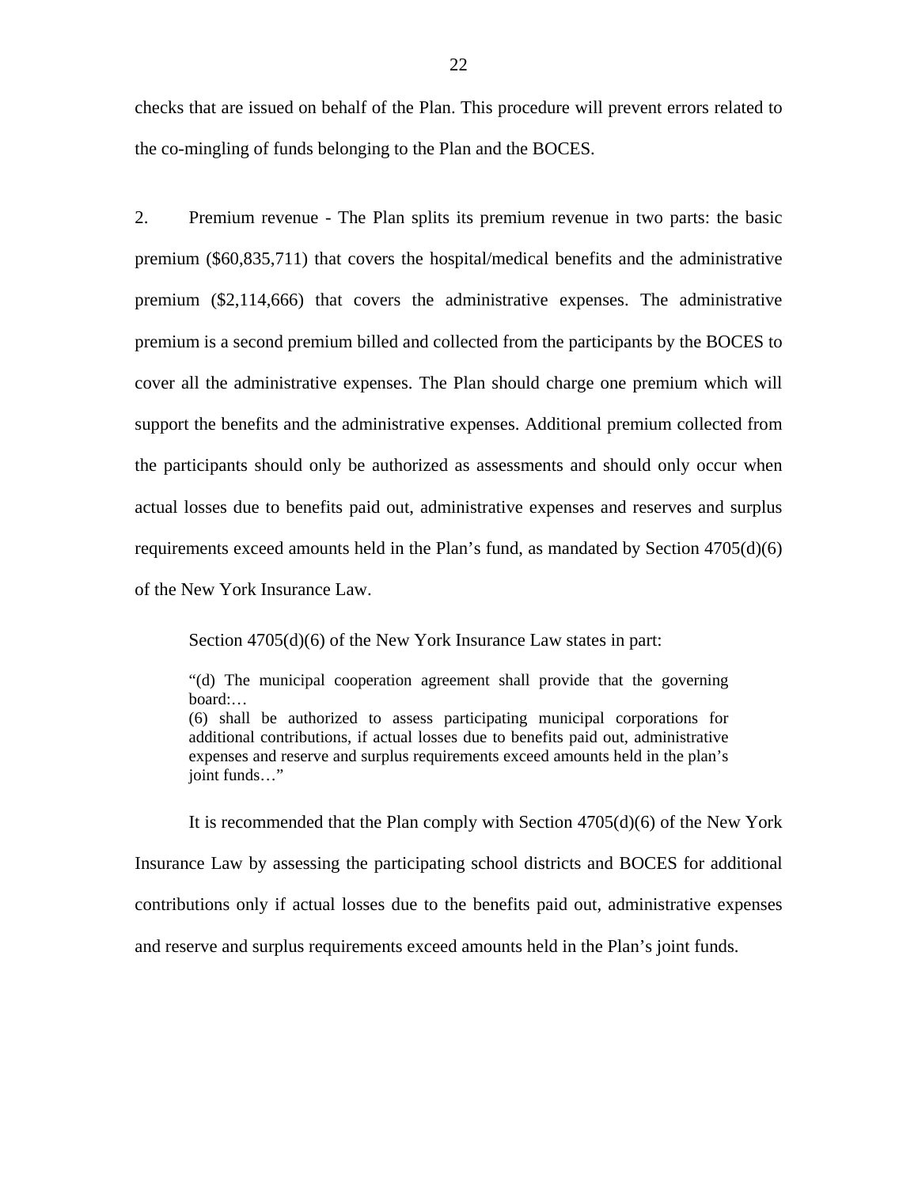checks that are issued on behalf of the Plan. This procedure will prevent errors related to the co-mingling of funds belonging to the Plan and the BOCES.

2. Premium revenue - The Plan splits its premium revenue in two parts: the basic premium ($60,835,711) that covers the hospital/medical benefits and the administrative premium ($2,114,666) that covers the administrative expenses. The administrative premium is a second premium billed and collected from the participants by the BOCES to cover all the administrative expenses. The Plan should charge one premium which will support the benefits and the administrative expenses. Additional premium collected from the participants should only be authorized as assessments and should only occur when actual losses due to benefits paid out, administrative expenses and reserves and surplus requirements exceed amounts held in the Plan's fund, as mandated by Section 4705(d)(6) of the New York Insurance Law.

Section 4705(d)(6) of the New York Insurance Law states in part:

> "(d) The municipal cooperation agreement shall provide that the governing board:…
> (6) shall be authorized to assess participating municipal corporations for additional contributions, if actual losses due to benefits paid out, administrative expenses and reserve and surplus requirements exceed amounts held in the plan's joint funds…"

It is recommended that the Plan comply with Section 4705(d)(6) of the New York Insurance Law by assessing the participating school districts and BOCES for additional contributions only if actual losses due to the benefits paid out, administrative expenses and reserve and surplus requirements exceed amounts held in the Plan's joint funds.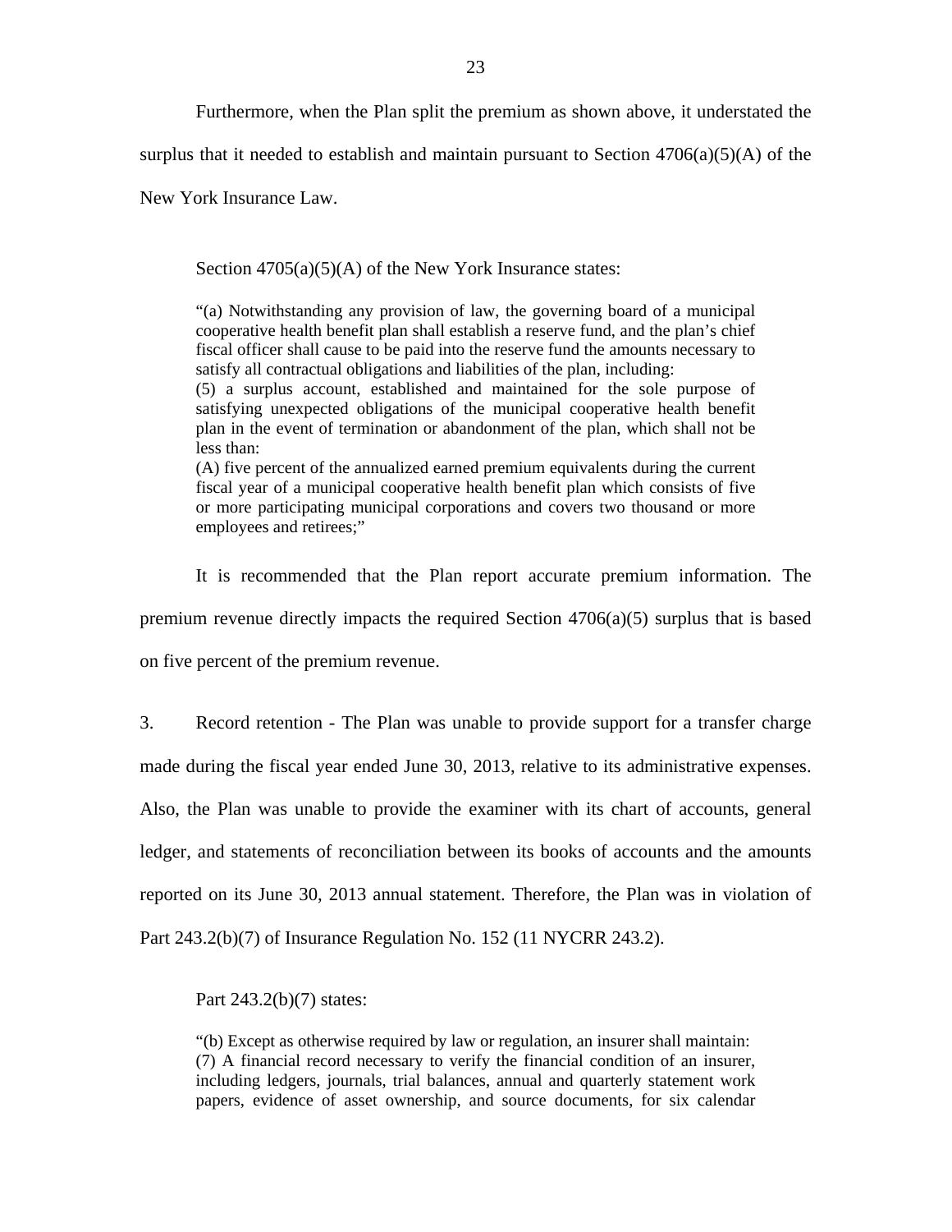Furthermore, when the Plan split the premium as shown above, it understated the surplus that it needed to establish and maintain pursuant to Section 4706(a)(5)(A) of the New York Insurance Law.

Section 4705(a)(5)(A) of the New York Insurance states:

> "(a) Notwithstanding any provision of law, the governing board of a municipal cooperative health benefit plan shall establish a reserve fund, and the plan's chief fiscal officer shall cause to be paid into the reserve fund the amounts necessary to satisfy all contractual obligations and liabilities of the plan, including:
> (5) a surplus account, established and maintained for the sole purpose of satisfying unexpected obligations of the municipal cooperative health benefit plan in the event of termination or abandonment of the plan, which shall not be less than:
> (A) five percent of the annualized earned premium equivalents during the current fiscal year of a municipal cooperative health benefit plan which consists of five or more participating municipal corporations and covers two thousand or more employees and retirees;"

It is recommended that the Plan report accurate premium information. The premium revenue directly impacts the required Section 4706(a)(5) surplus that is based on five percent of the premium revenue.

3. Record retention - The Plan was unable to provide support for a transfer charge made during the fiscal year ended June 30, 2013, relative to its administrative expenses. Also, the Plan was unable to provide the examiner with its chart of accounts, general ledger, and statements of reconciliation between its books of accounts and the amounts reported on its June 30, 2013 annual statement. Therefore, the Plan was in violation of Part 243.2(b)(7) of Insurance Regulation No. 152 (11 NYCRR 243.2).

Part 243.2(b)(7) states:

> "(b) Except as otherwise required by law or regulation, an insurer shall maintain:
> (7) A financial record necessary to verify the financial condition of an insurer, including ledgers, journals, trial balances, annual and quarterly statement work papers, evidence of asset ownership, and source documents, for six calendar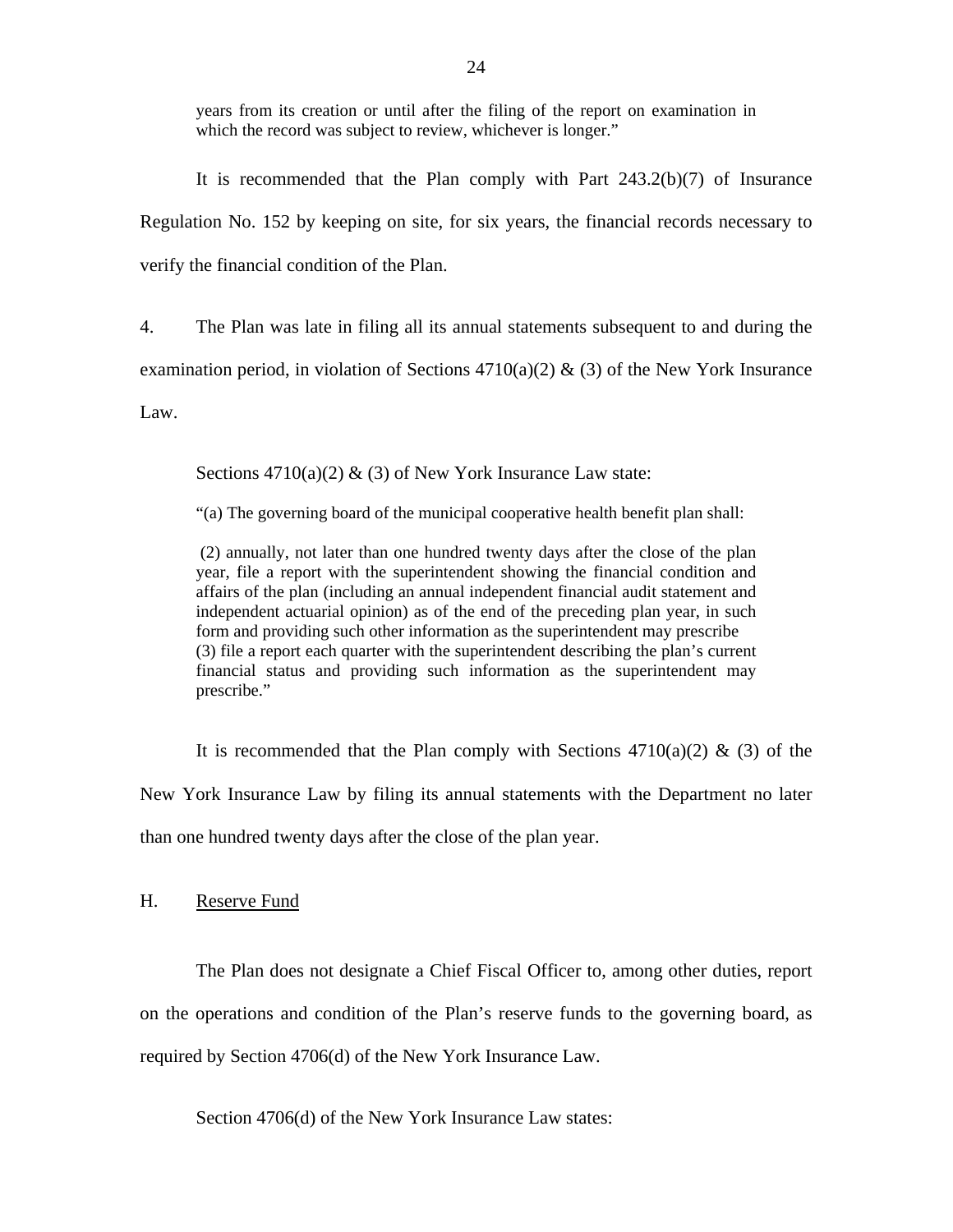years from its creation or until after the filing of the report on examination in which the record was subject to review, whichever is longer."

It is recommended that the Plan comply with Part 243.2(b)(7) of Insurance Regulation No. 152 by keeping on site, for six years, the financial records necessary to verify the financial condition of the Plan.

4. The Plan was late in filing all its annual statements subsequent to and during the examination period, in violation of Sections 4710(a)(2) & (3) of the New York Insurance Law.

Sections 4710(a)(2) & (3) of New York Insurance Law state:

> "(a) The governing board of the municipal cooperative health benefit plan shall:
>
> (2) annually, not later than one hundred twenty days after the close of the plan year, file a report with the superintendent showing the financial condition and affairs of the plan (including an annual independent financial audit statement and independent actuarial opinion) as of the end of the preceding plan year, in such form and providing such other information as the superintendent may prescribe
> (3) file a report each quarter with the superintendent describing the plan's current financial status and providing such information as the superintendent may prescribe."

It is recommended that the Plan comply with Sections 4710(a)(2) & (3) of the New York Insurance Law by filing its annual statements with the Department no later than one hundred twenty days after the close of the plan year.

## H. Reserve Fund

The Plan does not designate a Chief Fiscal Officer to, among other duties, report on the operations and condition of the Plan's reserve funds to the governing board, as required by Section 4706(d) of the New York Insurance Law.

Section 4706(d) of the New York Insurance Law states: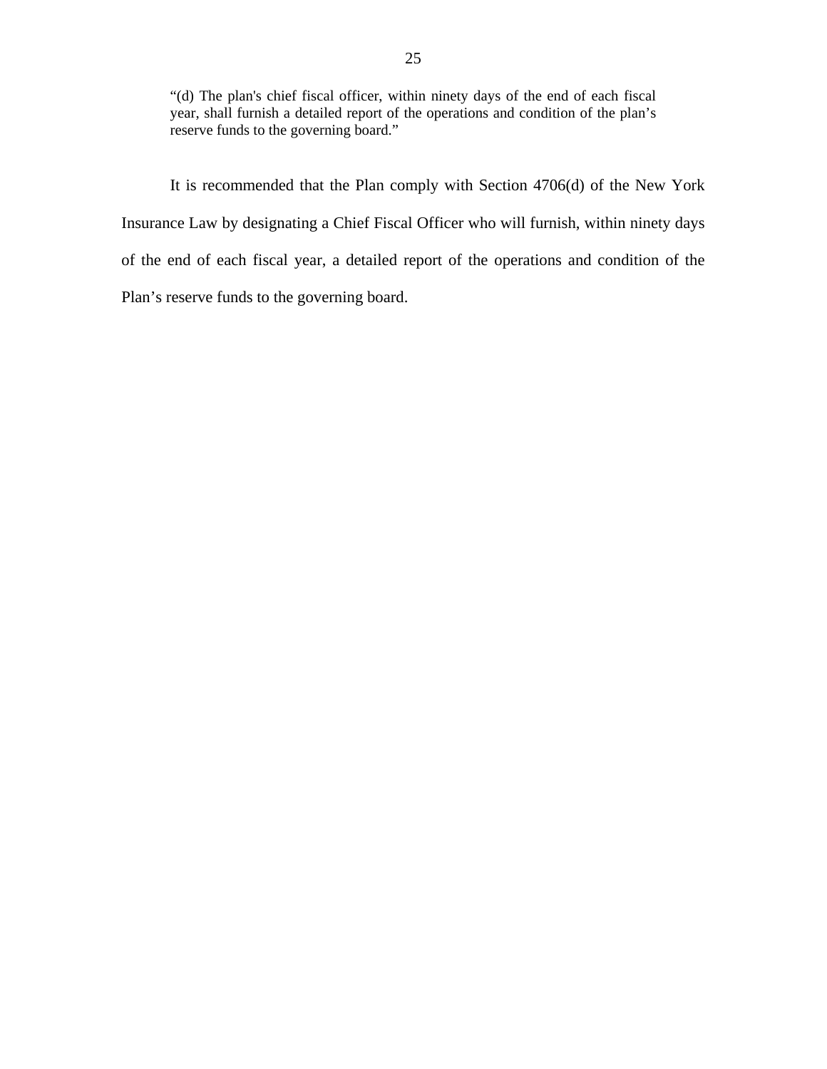> "(d) The plan's chief fiscal officer, within ninety days of the end of each fiscal year, shall furnish a detailed report of the operations and condition of the plan's reserve funds to the governing board."

It is recommended that the Plan comply with Section 4706(d) of the New York Insurance Law by designating a Chief Fiscal Officer who will furnish, within ninety days of the end of each fiscal year, a detailed report of the operations and condition of the Plan's reserve funds to the governing board.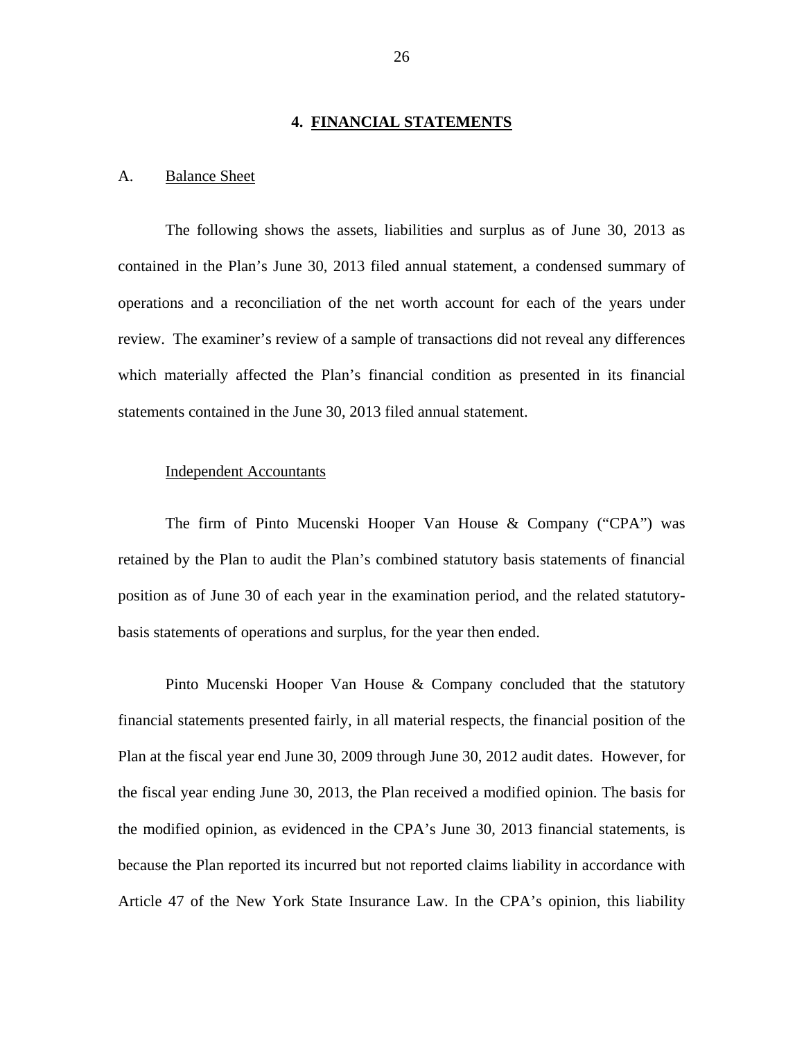## 4. FINANCIAL STATEMENTS

A. Balance Sheet

The following shows the assets, liabilities and surplus as of June 30, 2013 as contained in the Plan's June 30, 2013 filed annual statement, a condensed summary of operations and a reconciliation of the net worth account for each of the years under review. The examiner's review of a sample of transactions did not reveal any differences which materially affected the Plan's financial condition as presented in its financial statements contained in the June 30, 2013 filed annual statement.

Independent Accountants

The firm of Pinto Mucenski Hooper Van House & Company ("CPA") was retained by the Plan to audit the Plan's combined statutory basis statements of financial position as of June 30 of each year in the examination period, and the related statutory-basis statements of operations and surplus, for the year then ended.

Pinto Mucenski Hooper Van House & Company concluded that the statutory financial statements presented fairly, in all material respects, the financial position of the Plan at the fiscal year end June 30, 2009 through June 30, 2012 audit dates. However, for the fiscal year ending June 30, 2013, the Plan received a modified opinion. The basis for the modified opinion, as evidenced in the CPA's June 30, 2013 financial statements, is because the Plan reported its incurred but not reported claims liability in accordance with Article 47 of the New York State Insurance Law. In the CPA's opinion, this liability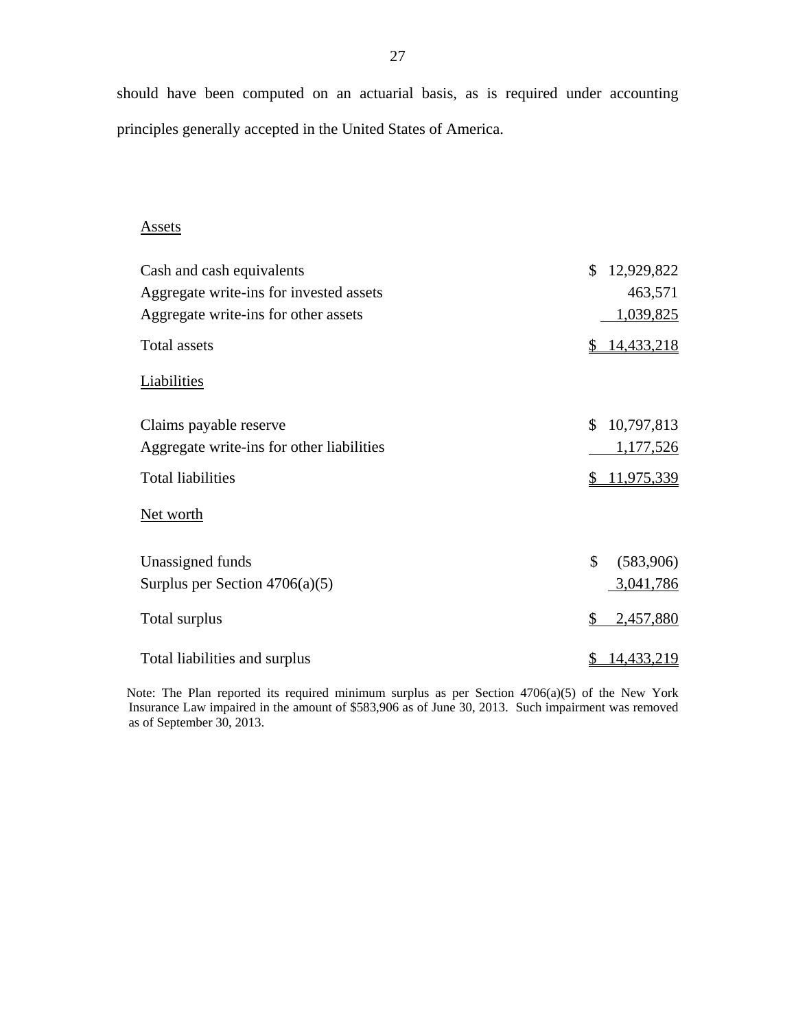should have been computed on an actuarial basis, as is required under accounting principles generally accepted in the United States of America.

| Assets | |
|---|---|
| Cash and cash equivalents | $ 12,929,822 |
| Aggregate write-ins for invested assets | 463,571 |
| Aggregate write-ins for other assets | 1,039,825 |
| Total assets | $ 14,433,218 |
| **Liabilities** | |
| Claims payable reserve | $ 10,797,813 |
| Aggregate write-ins for other liabilities | 1,177,526 |
| Total liabilities | $ 11,975,339 |
| **Net worth** | |
| Unassigned funds | $ (583,906) |
| Surplus per Section 4706(a)(5) | 3,041,786 |
| Total surplus | $ 2,457,880 |
| Total liabilities and surplus | $ 14,433,219 |

Note: The Plan reported its required minimum surplus as per Section 4706(a)(5) of the New York Insurance Law impaired in the amount of $583,906 as of June 30, 2013. Such impairment was removed as of September 30, 2013.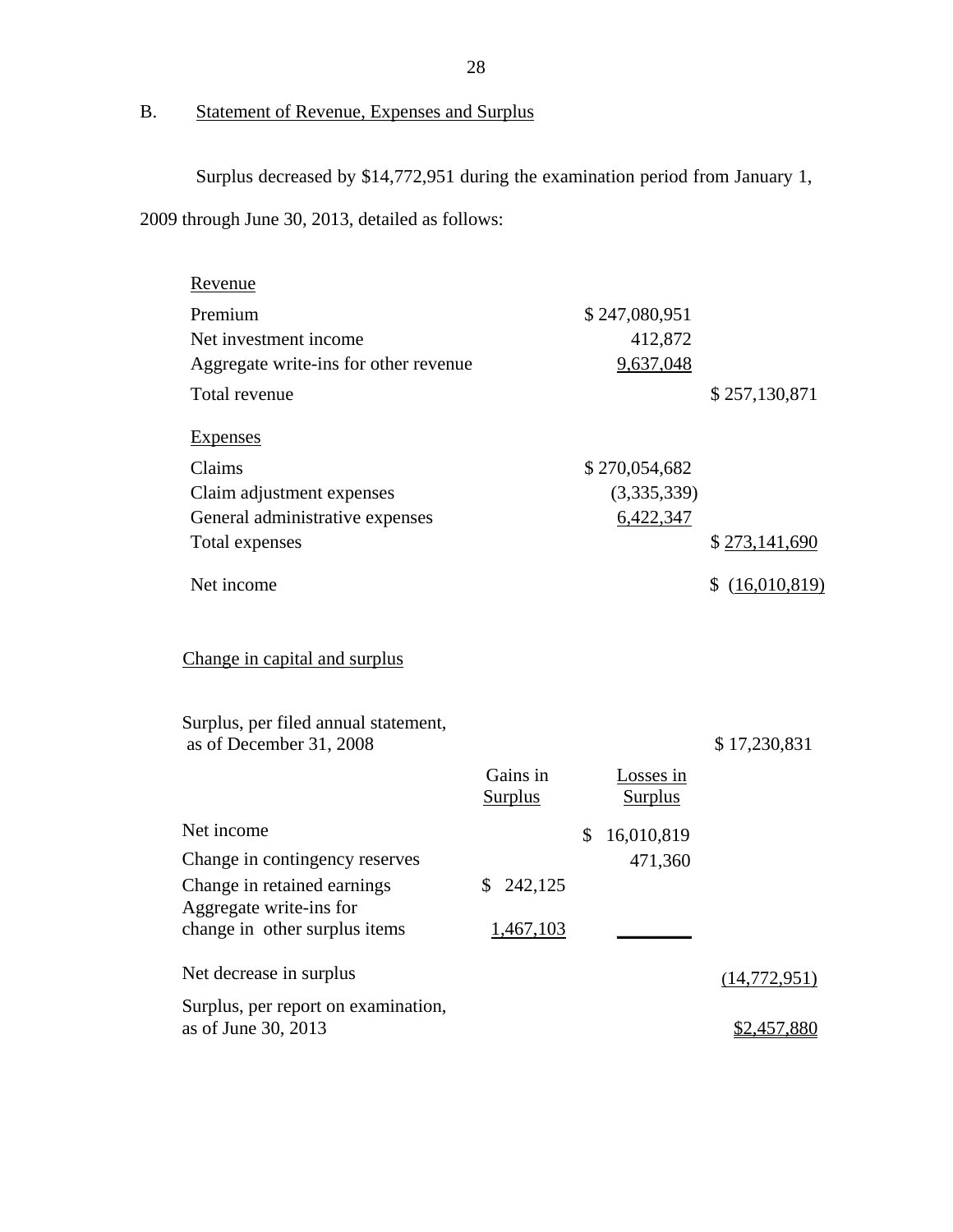## B. Statement of Revenue, Expenses and Surplus

Surplus decreased by $14,772,951 during the examination period from January 1, 2009 through June 30, 2013, detailed as follows:

| Revenue | | |
|---|---|---|
| Premium | $ 247,080,951 | |
| Net investment income | 412,872 | |
| Aggregate write-ins for other revenue | 9,637,048 | |
| Total revenue | | $ 257,130,871 |
| **Expenses** | | |
| Claims | $ 270,054,682 | |
| Claim adjustment expenses | (3,335,339) | |
| General administrative expenses | 6,422,347 | |
| Total expenses | | $ 273,141,690 |
| Net income | | $ (16,010,819) |

### Change in capital and surplus

| | Gains in Surplus | Losses in Surplus | |
|---|---|---|---|
| Surplus, per filed annual statement, as of December 31, 2008 | | | $ 17,230,831 |
| Net income | | $ 16,010,819 | |
| Change in contingency reserves | | 471,360 | |
| Change in retained earnings | $ 242,125 | | |
| Aggregate write-ins for change in other surplus items | 1,467,103 | | |
| Net decrease in surplus | | | (14,772,951) |
| Surplus, per report on examination, as of June 30, 2013 | | | $2,457,880 |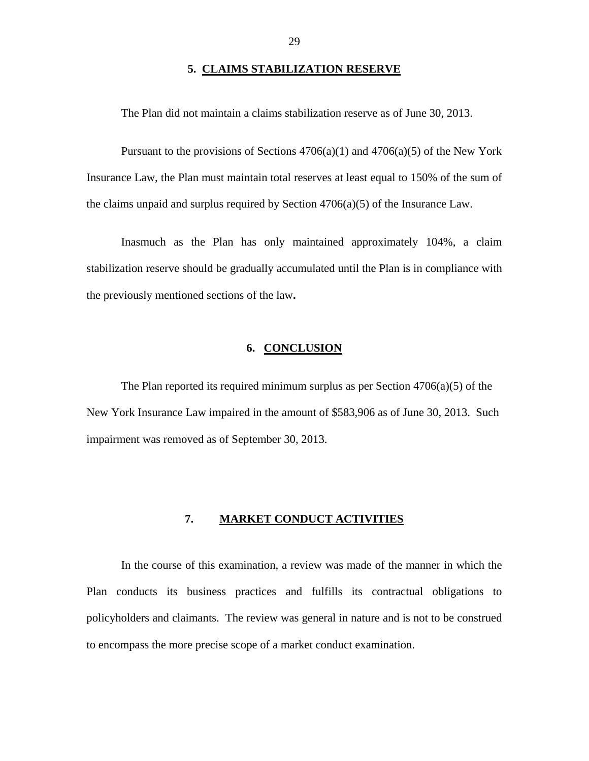## 5. CLAIMS STABILIZATION RESERVE

The Plan did not maintain a claims stabilization reserve as of June 30, 2013.

Pursuant to the provisions of Sections 4706(a)(1) and 4706(a)(5) of the New York Insurance Law, the Plan must maintain total reserves at least equal to 150% of the sum of the claims unpaid and surplus required by Section 4706(a)(5) of the Insurance Law.

Inasmuch as the Plan has only maintained approximately 104%, a claim stabilization reserve should be gradually accumulated until the Plan is in compliance with the previously mentioned sections of the law**.**

## 6. CONCLUSION

The Plan reported its required minimum surplus as per Section 4706(a)(5) of the New York Insurance Law impaired in the amount of $583,906 as of June 30, 2013. Such impairment was removed as of September 30, 2013.

## 7. MARKET CONDUCT ACTIVITIES

In the course of this examination, a review was made of the manner in which the Plan conducts its business practices and fulfills its contractual obligations to policyholders and claimants. The review was general in nature and is not to be construed to encompass the more precise scope of a market conduct examination.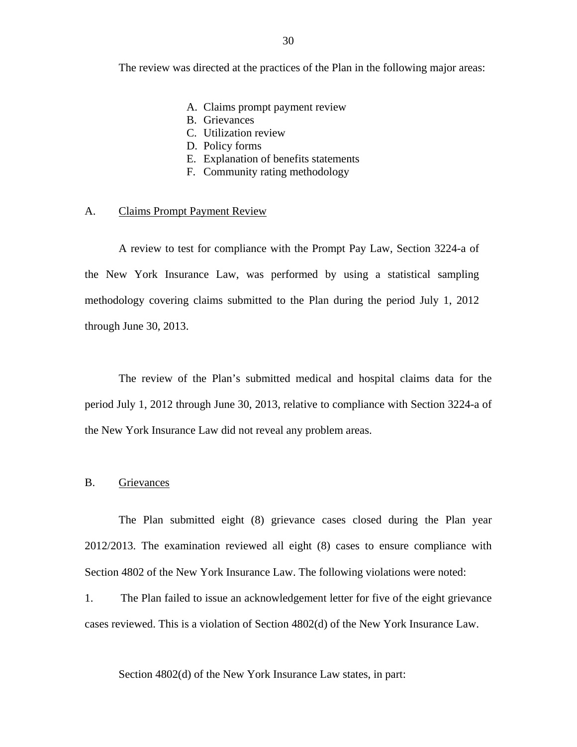The review was directed at the practices of the Plan in the following major areas:

A. Claims prompt payment review
B. Grievances
C. Utilization review
D. Policy forms
E. Explanation of benefits statements
F. Community rating methodology

## A. Claims Prompt Payment Review

A review to test for compliance with the Prompt Pay Law, Section 3224-a of the New York Insurance Law, was performed by using a statistical sampling methodology covering claims submitted to the Plan during the period July 1, 2012 through June 30, 2013.

The review of the Plan's submitted medical and hospital claims data for the period July 1, 2012 through June 30, 2013, relative to compliance with Section 3224-a of the New York Insurance Law did not reveal any problem areas.

## B. Grievances

The Plan submitted eight (8) grievance cases closed during the Plan year 2012/2013. The examination reviewed all eight (8) cases to ensure compliance with Section 4802 of the New York Insurance Law. The following violations were noted:

1. The Plan failed to issue an acknowledgement letter for five of the eight grievance cases reviewed. This is a violation of Section 4802(d) of the New York Insurance Law.

Section 4802(d) of the New York Insurance Law states, in part: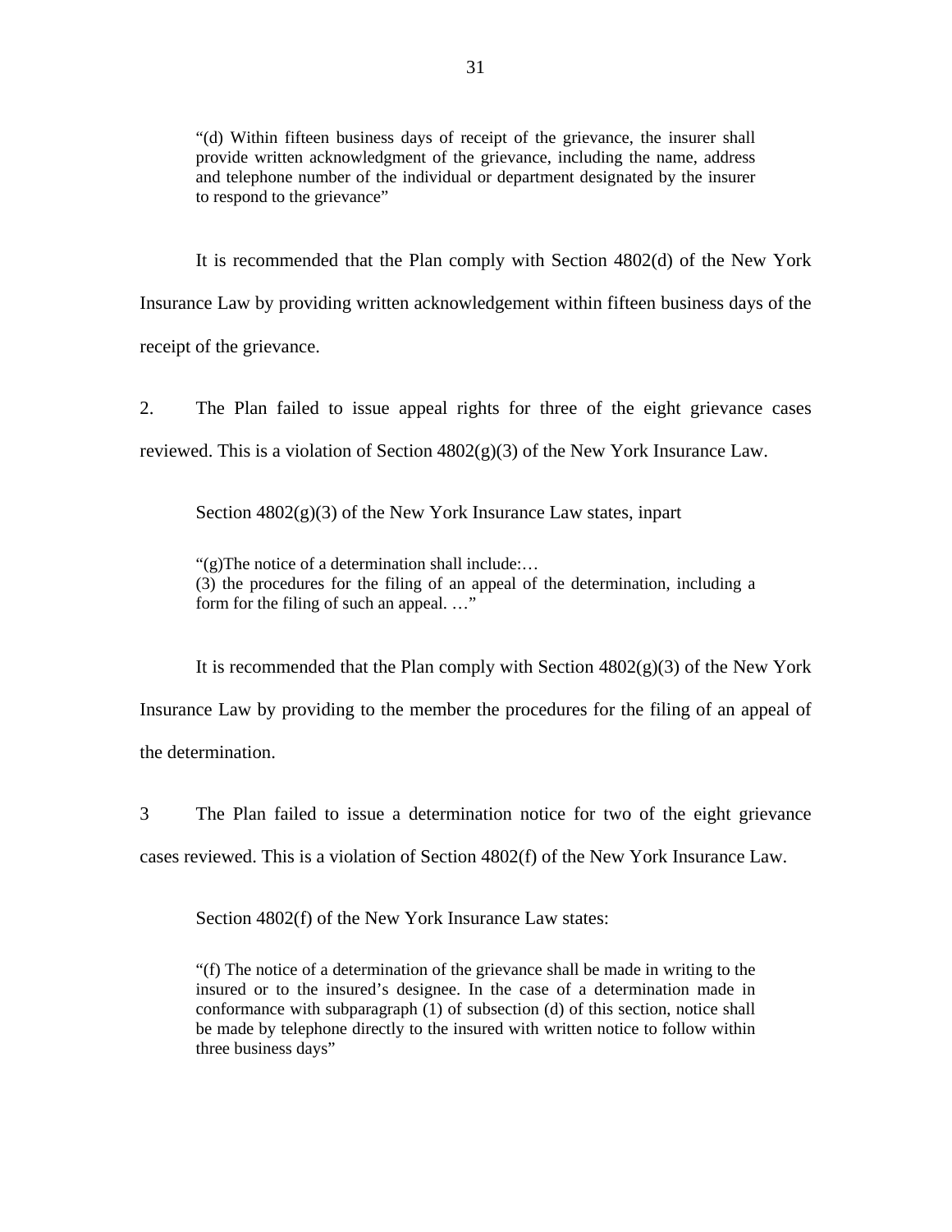> "(d) Within fifteen business days of receipt of the grievance, the insurer shall provide written acknowledgment of the grievance, including the name, address and telephone number of the individual or department designated by the insurer to respond to the grievance"

It is recommended that the Plan comply with Section 4802(d) of the New York Insurance Law by providing written acknowledgement within fifteen business days of the receipt of the grievance.

2. The Plan failed to issue appeal rights for three of the eight grievance cases reviewed. This is a violation of Section 4802(g)(3) of the New York Insurance Law.

Section 4802(g)(3) of the New York Insurance Law states, inpart

> "(g)The notice of a determination shall include:…
> (3) the procedures for the filing of an appeal of the determination, including a form for the filing of such an appeal. …"

It is recommended that the Plan comply with Section 4802(g)(3) of the New York Insurance Law by providing to the member the procedures for the filing of an appeal of the determination.

3 The Plan failed to issue a determination notice for two of the eight grievance cases reviewed. This is a violation of Section 4802(f) of the New York Insurance Law.

Section 4802(f) of the New York Insurance Law states:

> "(f) The notice of a determination of the grievance shall be made in writing to the insured or to the insured's designee. In the case of a determination made in conformance with subparagraph (1) of subsection (d) of this section, notice shall be made by telephone directly to the insured with written notice to follow within three business days"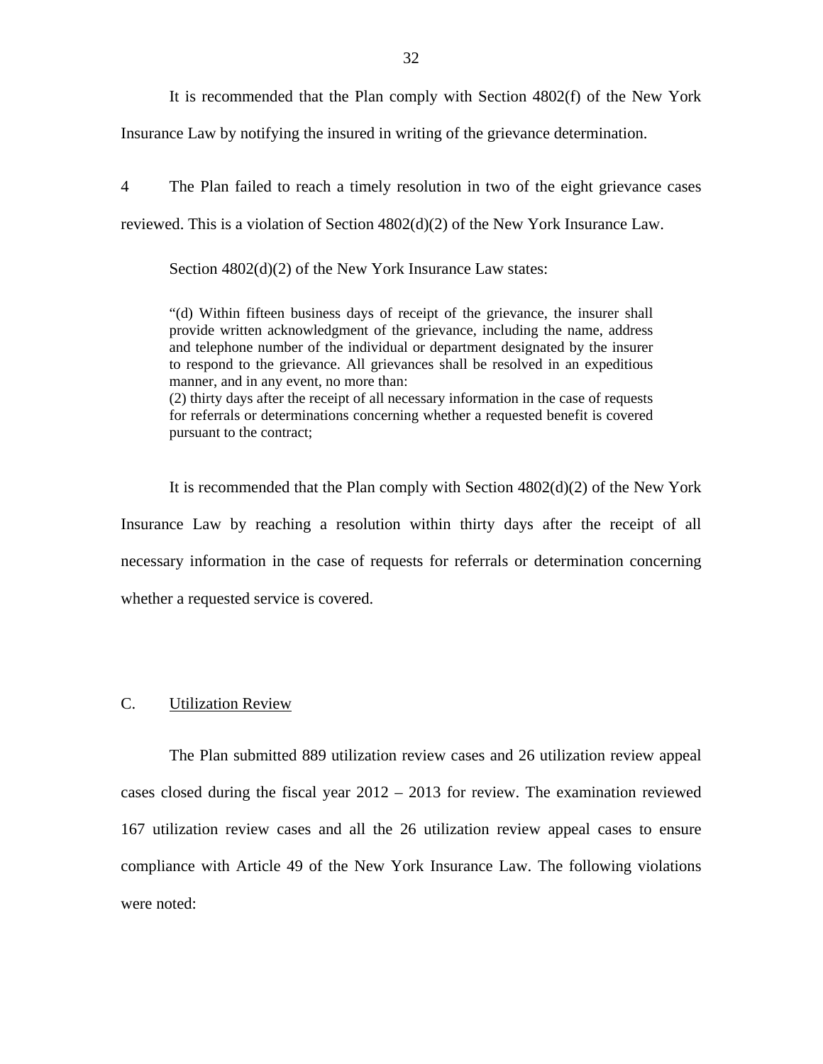It is recommended that the Plan comply with Section 4802(f) of the New York Insurance Law by notifying the insured in writing of the grievance determination.

4 The Plan failed to reach a timely resolution in two of the eight grievance cases reviewed. This is a violation of Section 4802(d)(2) of the New York Insurance Law.

Section 4802(d)(2) of the New York Insurance Law states:

> "(d) Within fifteen business days of receipt of the grievance, the insurer shall provide written acknowledgment of the grievance, including the name, address and telephone number of the individual or department designated by the insurer to respond to the grievance. All grievances shall be resolved in an expeditious manner, and in any event, no more than:
> (2) thirty days after the receipt of all necessary information in the case of requests for referrals or determinations concerning whether a requested benefit is covered pursuant to the contract;

It is recommended that the Plan comply with Section 4802(d)(2) of the New York Insurance Law by reaching a resolution within thirty days after the receipt of all necessary information in the case of requests for referrals or determination concerning whether a requested service is covered.

## C. Utilization Review

The Plan submitted 889 utilization review cases and 26 utilization review appeal cases closed during the fiscal year 2012 – 2013 for review. The examination reviewed 167 utilization review cases and all the 26 utilization review appeal cases to ensure compliance with Article 49 of the New York Insurance Law. The following violations were noted: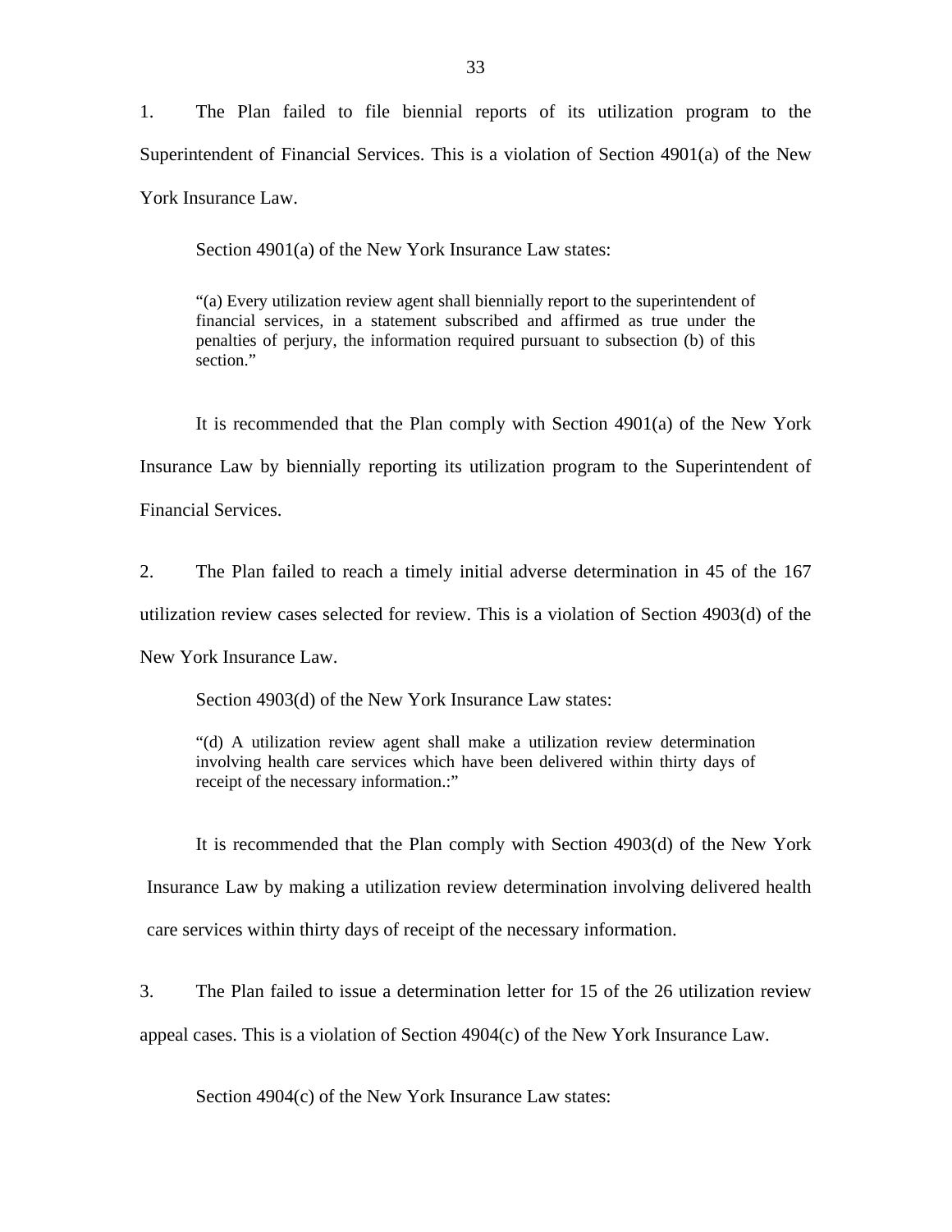1. The Plan failed to file biennial reports of its utilization program to the Superintendent of Financial Services. This is a violation of Section 4901(a) of the New York Insurance Law.

Section 4901(a) of the New York Insurance Law states:

> "(a) Every utilization review agent shall biennially report to the superintendent of financial services, in a statement subscribed and affirmed as true under the penalties of perjury, the information required pursuant to subsection (b) of this section."

It is recommended that the Plan comply with Section 4901(a) of the New York Insurance Law by biennially reporting its utilization program to the Superintendent of Financial Services.

2. The Plan failed to reach a timely initial adverse determination in 45 of the 167 utilization review cases selected for review. This is a violation of Section 4903(d) of the New York Insurance Law.

Section 4903(d) of the New York Insurance Law states:

> "(d) A utilization review agent shall make a utilization review determination involving health care services which have been delivered within thirty days of receipt of the necessary information.:"

It is recommended that the Plan comply with Section 4903(d) of the New York Insurance Law by making a utilization review determination involving delivered health care services within thirty days of receipt of the necessary information.

3. The Plan failed to issue a determination letter for 15 of the 26 utilization review appeal cases. This is a violation of Section 4904(c) of the New York Insurance Law.

Section 4904(c) of the New York Insurance Law states: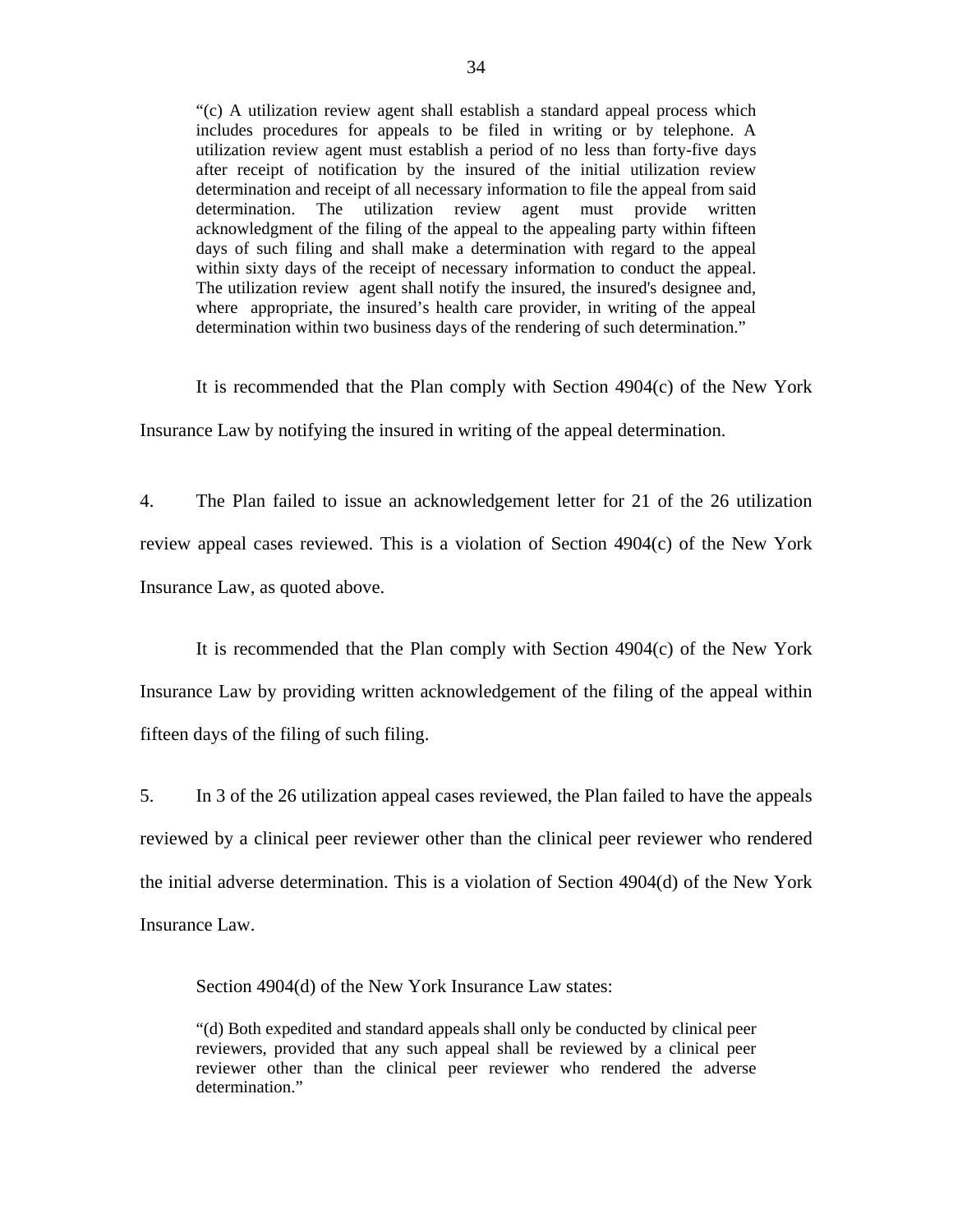> "(c) A utilization review agent shall establish a standard appeal process which includes procedures for appeals to be filed in writing or by telephone. A utilization review agent must establish a period of no less than forty-five days after receipt of notification by the insured of the initial utilization review determination and receipt of all necessary information to file the appeal from said determination. The utilization review agent must provide written acknowledgment of the filing of the appeal to the appealing party within fifteen days of such filing and shall make a determination with regard to the appeal within sixty days of the receipt of necessary information to conduct the appeal. The utilization review agent shall notify the insured, the insured's designee and, where appropriate, the insured's health care provider, in writing of the appeal determination within two business days of the rendering of such determination."

It is recommended that the Plan comply with Section 4904(c) of the New York Insurance Law by notifying the insured in writing of the appeal determination.

4. The Plan failed to issue an acknowledgement letter for 21 of the 26 utilization review appeal cases reviewed. This is a violation of Section 4904(c) of the New York Insurance Law, as quoted above.

It is recommended that the Plan comply with Section 4904(c) of the New York Insurance Law by providing written acknowledgement of the filing of the appeal within fifteen days of the filing of such filing.

5. In 3 of the 26 utilization appeal cases reviewed, the Plan failed to have the appeals reviewed by a clinical peer reviewer other than the clinical peer reviewer who rendered the initial adverse determination. This is a violation of Section 4904(d) of the New York Insurance Law.

Section 4904(d) of the New York Insurance Law states:

> "(d) Both expedited and standard appeals shall only be conducted by clinical peer reviewers, provided that any such appeal shall be reviewed by a clinical peer reviewer other than the clinical peer reviewer who rendered the adverse determination."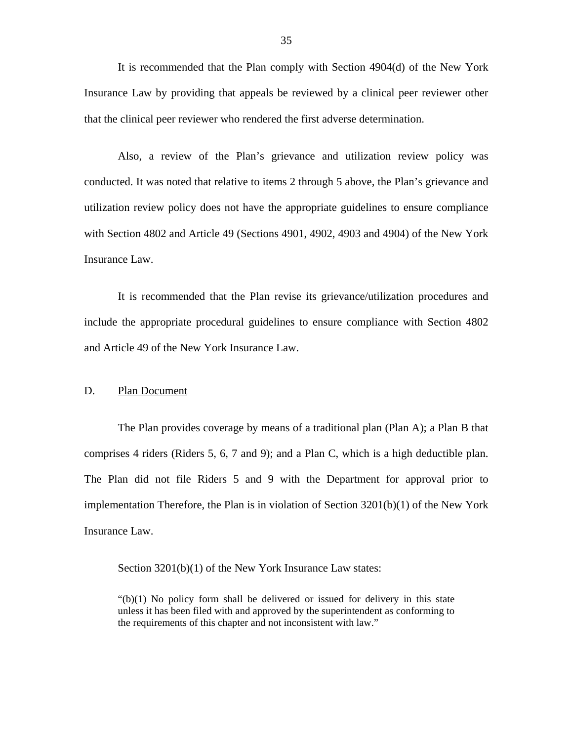It is recommended that the Plan comply with Section 4904(d) of the New York Insurance Law by providing that appeals be reviewed by a clinical peer reviewer other that the clinical peer reviewer who rendered the first adverse determination.

Also, a review of the Plan's grievance and utilization review policy was conducted. It was noted that relative to items 2 through 5 above, the Plan's grievance and utilization review policy does not have the appropriate guidelines to ensure compliance with Section 4802 and Article 49 (Sections 4901, 4902, 4903 and 4904) of the New York Insurance Law.

It is recommended that the Plan revise its grievance/utilization procedures and include the appropriate procedural guidelines to ensure compliance with Section 4802 and Article 49 of the New York Insurance Law.

D. Plan Document

The Plan provides coverage by means of a traditional plan (Plan A); a Plan B that comprises 4 riders (Riders 5, 6, 7 and 9); and a Plan C, which is a high deductible plan. The Plan did not file Riders 5 and 9 with the Department for approval prior to implementation Therefore, the Plan is in violation of Section 3201(b)(1) of the New York Insurance Law.

Section 3201(b)(1) of the New York Insurance Law states:

> "(b)(1) No policy form shall be delivered or issued for delivery in this state unless it has been filed with and approved by the superintendent as conforming to the requirements of this chapter and not inconsistent with law."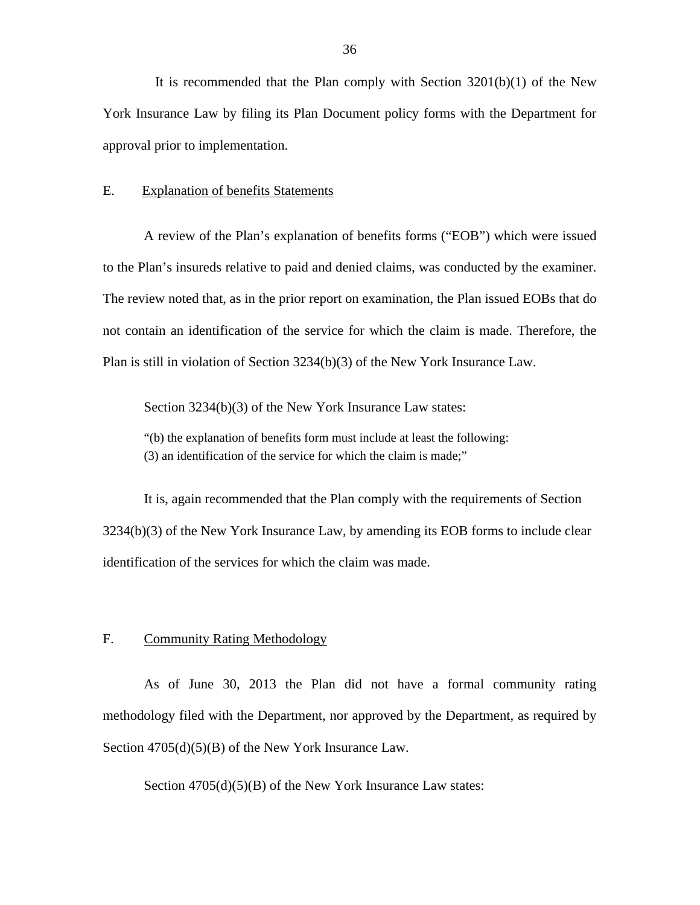It is recommended that the Plan comply with Section 3201(b)(1) of the New York Insurance Law by filing its Plan Document policy forms with the Department for approval prior to implementation.

## E. Explanation of benefits Statements

A review of the Plan's explanation of benefits forms ("EOB") which were issued to the Plan's insureds relative to paid and denied claims, was conducted by the examiner. The review noted that, as in the prior report on examination, the Plan issued EOBs that do not contain an identification of the service for which the claim is made. Therefore, the Plan is still in violation of Section 3234(b)(3) of the New York Insurance Law.

Section 3234(b)(3) of the New York Insurance Law states:

> "(b) the explanation of benefits form must include at least the following:
> (3) an identification of the service for which the claim is made;"

It is, again recommended that the Plan comply with the requirements of Section 3234(b)(3) of the New York Insurance Law, by amending its EOB forms to include clear identification of the services for which the claim was made.

## F. Community Rating Methodology

As of June 30, 2013 the Plan did not have a formal community rating methodology filed with the Department, nor approved by the Department, as required by Section 4705(d)(5)(B) of the New York Insurance Law.

Section 4705(d)(5)(B) of the New York Insurance Law states: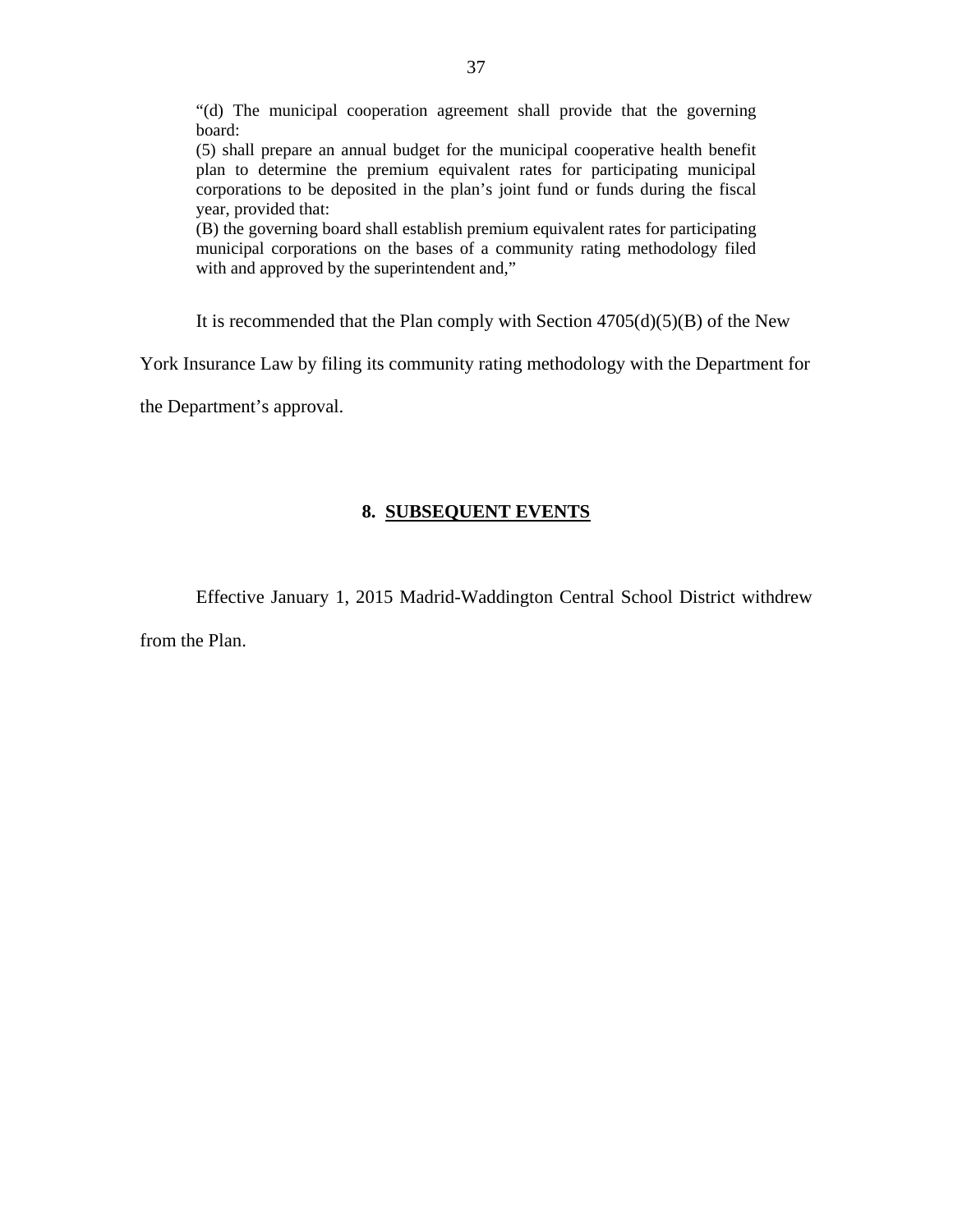> “(d) The municipal cooperation agreement shall provide that the governing board:
> (5) shall prepare an annual budget for the municipal cooperative health benefit plan to determine the premium equivalent rates for participating municipal corporations to be deposited in the plan’s joint fund or funds during the fiscal year, provided that:
> (B) the governing board shall establish premium equivalent rates for participating municipal corporations on the bases of a community rating methodology filed with and approved by the superintendent and,”

It is recommended that the Plan comply with Section 4705(d)(5)(B) of the New York Insurance Law by filing its community rating methodology with the Department for the Department’s approval.

## 8. SUBSEQUENT EVENTS

Effective January 1, 2015 Madrid-Waddington Central School District withdrew from the Plan.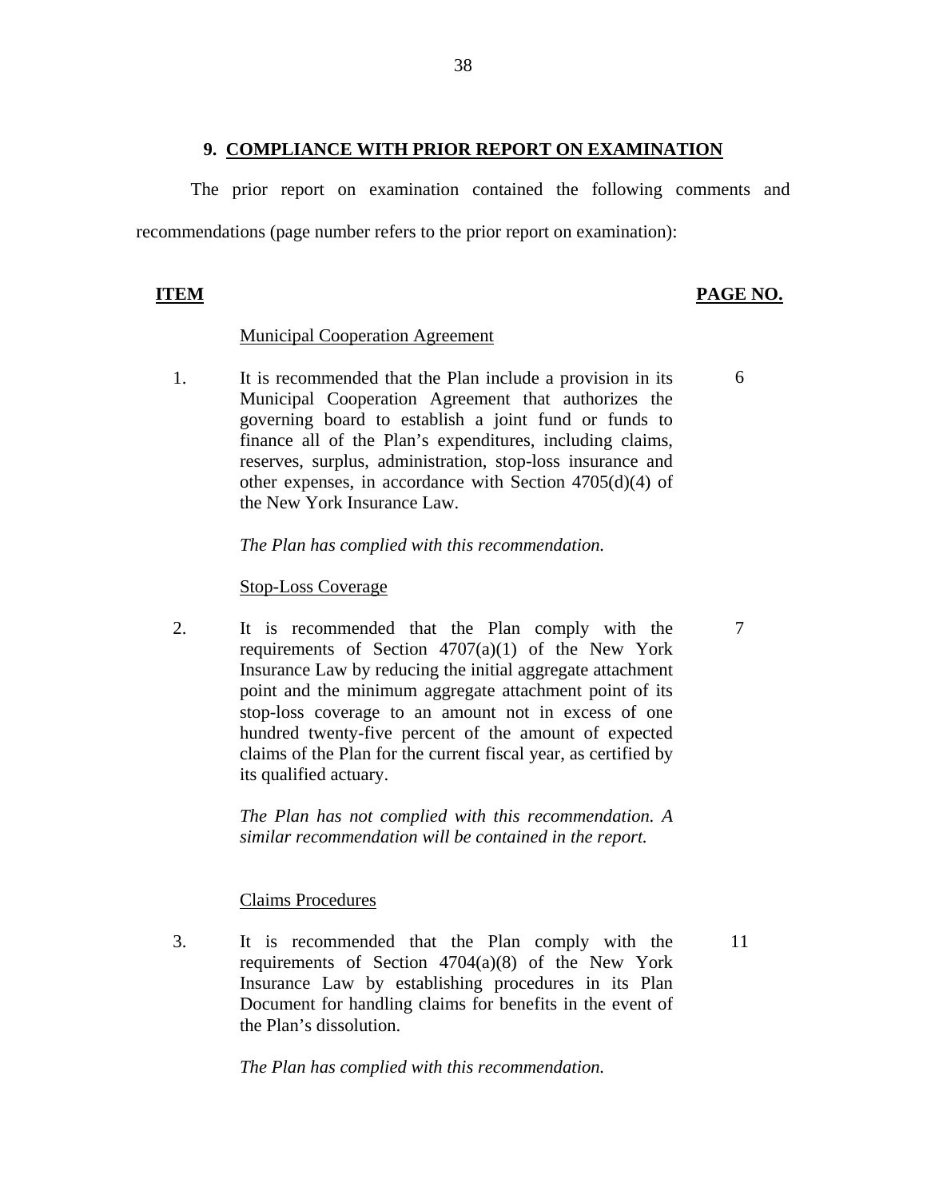## 9. COMPLIANCE WITH PRIOR REPORT ON EXAMINATION

The prior report on examination contained the following comments and recommendations (page number refers to the prior report on examination):

| ITEM | | PAGE NO. |
|---|---|---|
| | Municipal Cooperation Agreement | |
| 1. | It is recommended that the Plan include a provision in its Municipal Cooperation Agreement that authorizes the governing board to establish a joint fund or funds to finance all of the Plan's expenditures, including claims, reserves, surplus, administration, stop-loss insurance and other expenses, in accordance with Section 4705(d)(4) of the New York Insurance Law. | 6 |
| | *The Plan has complied with this recommendation.* | |
| | Stop-Loss Coverage | |
| 2. | It is recommended that the Plan comply with the requirements of Section 4707(a)(1) of the New York Insurance Law by reducing the initial aggregate attachment point and the minimum aggregate attachment point of its stop-loss coverage to an amount not in excess of one hundred twenty-five percent of the amount of expected claims of the Plan for the current fiscal year, as certified by its qualified actuary. | 7 |
| | *The Plan has not complied with this recommendation. A similar recommendation will be contained in the report.* | |
| | Claims Procedures | |
| 3. | It is recommended that the Plan comply with the requirements of Section 4704(a)(8) of the New York Insurance Law by establishing procedures in its Plan Document for handling claims for benefits in the event of the Plan's dissolution. | 11 |
| | *The Plan has complied with this recommendation.* | |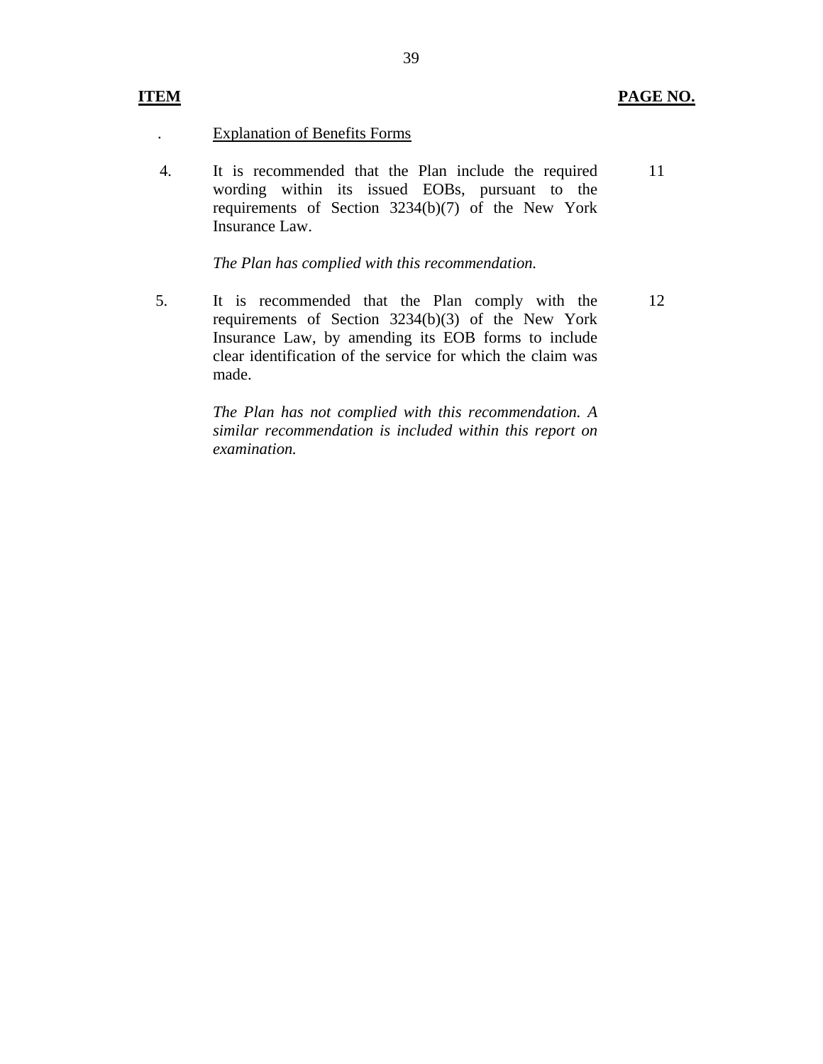| ITEM | | PAGE NO. |
|---|---|---|
| . | Explanation of Benefits Forms | |
| 4. | It is recommended that the Plan include the required wording within its issued EOBs, pursuant to the requirements of Section 3234(b)(7) of the New York Insurance Law.<br><br>*The Plan has complied with this recommendation.* | 11 |
| 5. | It is recommended that the Plan comply with the requirements of Section 3234(b)(3) of the New York Insurance Law, by amending its EOB forms to include clear identification of the service for which the claim was made.<br><br>*The Plan has not complied with this recommendation. A similar recommendation is included within this report on examination.* | 12 |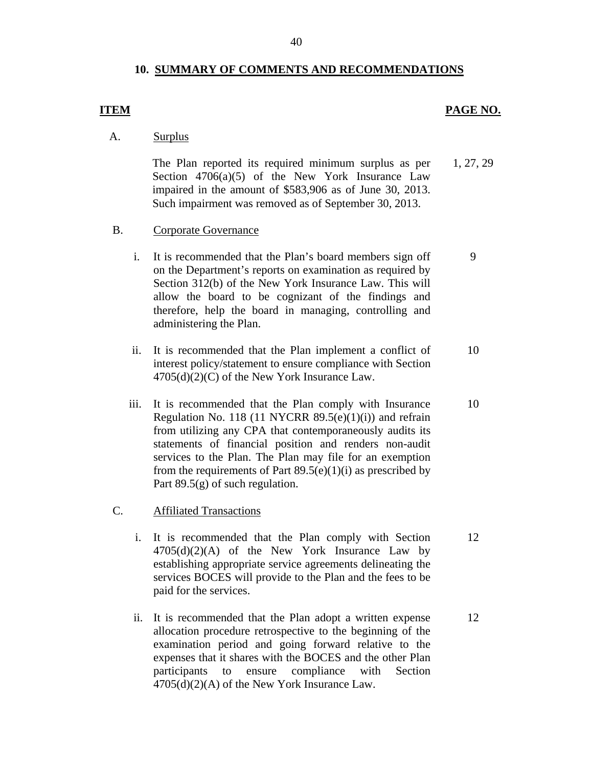## 10. SUMMARY OF COMMENTS AND RECOMMENDATIONS

| ITEM | | | PAGE NO. |
|---|---|---|---|
| A. | Surplus | | |
| | | The Plan reported its required minimum surplus as per Section 4706(a)(5) of the New York Insurance Law impaired in the amount of $583,906 as of June 30, 2013. Such impairment was removed as of September 30, 2013. | 1, 27, 29 |
| B. | Corporate Governance | | |
| | i. | It is recommended that the Plan's board members sign off on the Department's reports on examination as required by Section 312(b) of the New York Insurance Law. This will allow the board to be cognizant of the findings and therefore, help the board in managing, controlling and administering the Plan. | 9 |
| | ii. | It is recommended that the Plan implement a conflict of interest policy/statement to ensure compliance with Section 4705(d)(2)(C) of the New York Insurance Law. | 10 |
| | iii. | It is recommended that the Plan comply with Insurance Regulation No. 118 (11 NYCRR 89.5(e)(1)(i)) and refrain from utilizing any CPA that contemporaneously audits its statements of financial position and renders non-audit services to the Plan. The Plan may file for an exemption from the requirements of Part 89.5(e)(1)(i) as prescribed by Part 89.5(g) of such regulation. | 10 |
| C. | Affiliated Transactions | | |
| | i. | It is recommended that the Plan comply with Section 4705(d)(2)(A) of the New York Insurance Law by establishing appropriate service agreements delineating the services BOCES will provide to the Plan and the fees to be paid for the services. | 12 |
| | ii. | It is recommended that the Plan adopt a written expense allocation procedure retrospective to the beginning of the examination period and going forward relative to the expenses that it shares with the BOCES and the other Plan participants to ensure compliance with Section 4705(d)(2)(A) of the New York Insurance Law. | 12 |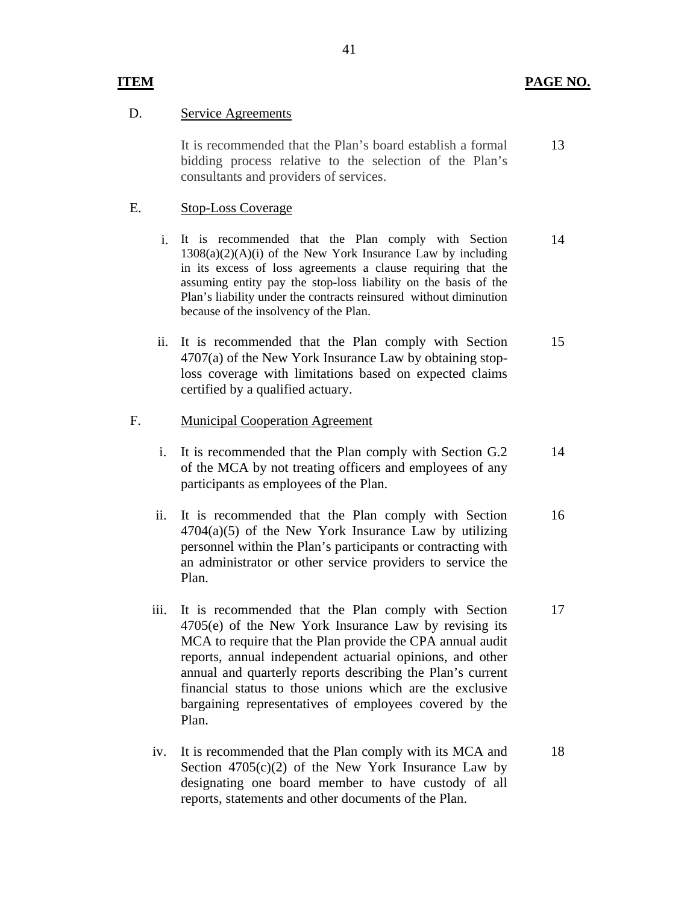| ITEM | | | PAGE NO. |
|---|---|---|---|
| D. | Service Agreements | | |
| | | It is recommended that the Plan's board establish a formal bidding process relative to the selection of the Plan's consultants and providers of services. | 13 |
| E. | Stop-Loss Coverage | | |
| | i. | It is recommended that the Plan comply with Section 1308(a)(2)(A)(i) of the New York Insurance Law by including in its excess of loss agreements a clause requiring that the assuming entity pay the stop-loss liability on the basis of the Plan's liability under the contracts reinsured without diminution because of the insolvency of the Plan. | 14 |
| | ii. | It is recommended that the Plan comply with Section 4707(a) of the New York Insurance Law by obtaining stop-loss coverage with limitations based on expected claims certified by a qualified actuary. | 15 |
| F. | Municipal Cooperation Agreement | | |
| | i. | It is recommended that the Plan comply with Section G.2 of the MCA by not treating officers and employees of any participants as employees of the Plan. | 14 |
| | ii. | It is recommended that the Plan comply with Section 4704(a)(5) of the New York Insurance Law by utilizing personnel within the Plan's participants or contracting with an administrator or other service providers to service the Plan. | 16 |
| | iii. | It is recommended that the Plan comply with Section 4705(e) of the New York Insurance Law by revising its MCA to require that the Plan provide the CPA annual audit reports, annual independent actuarial opinions, and other annual and quarterly reports describing the Plan's current financial status to those unions which are the exclusive bargaining representatives of employees covered by the Plan. | 17 |
| | iv. | It is recommended that the Plan comply with its MCA and Section 4705(c)(2) of the New York Insurance Law by designating one board member to have custody of all reports, statements and other documents of the Plan. | 18 |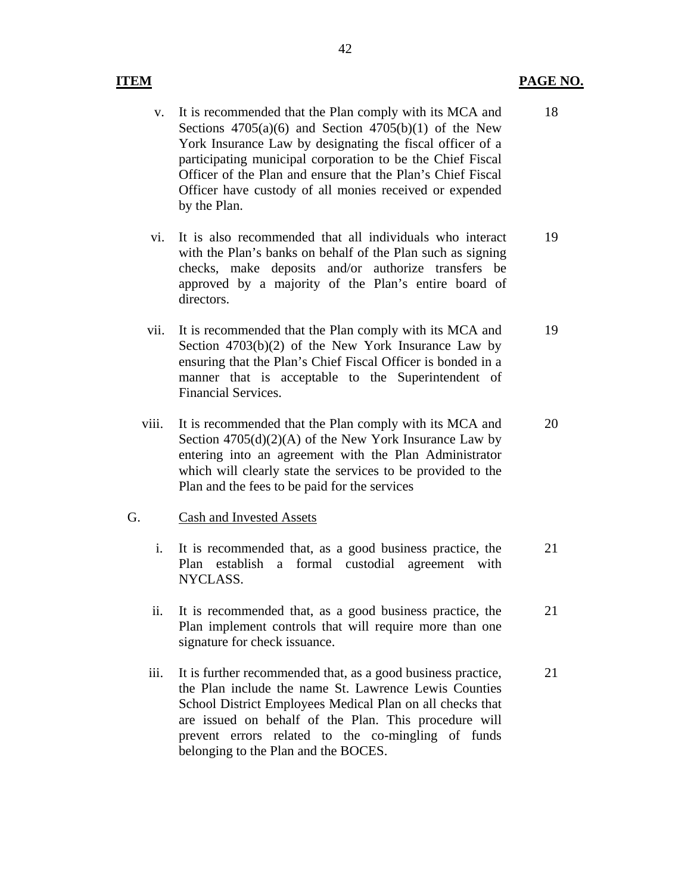| ITEM | | PAGE NO. |
|---|---|---|
| v. | It is recommended that the Plan comply with its MCA and Sections 4705(a)(6) and Section 4705(b)(1) of the New York Insurance Law by designating the fiscal officer of a participating municipal corporation to be the Chief Fiscal Officer of the Plan and ensure that the Plan's Chief Fiscal Officer have custody of all monies received or expended by the Plan. | 18 |
| vi. | It is also recommended that all individuals who interact with the Plan's banks on behalf of the Plan such as signing checks, make deposits and/or authorize transfers be approved by a majority of the Plan's entire board of directors. | 19 |
| vii. | It is recommended that the Plan comply with its MCA and Section 4703(b)(2) of the New York Insurance Law by ensuring that the Plan's Chief Fiscal Officer is bonded in a manner that is acceptable to the Superintendent of Financial Services. | 19 |
| viii. | It is recommended that the Plan comply with its MCA and Section 4705(d)(2)(A) of the New York Insurance Law by entering into an agreement with the Plan Administrator which will clearly state the services to be provided to the Plan and the fees to be paid for the services | 20 |
| G. | Cash and Invested Assets | |
| i. | It is recommended that, as a good business practice, the Plan establish a formal custodial agreement with NYCLASS. | 21 |
| ii. | It is recommended that, as a good business practice, the Plan implement controls that will require more than one signature for check issuance. | 21 |
| iii. | It is further recommended that, as a good business practice, the Plan include the name St. Lawrence Lewis Counties School District Employees Medical Plan on all checks that are issued on behalf of the Plan. This procedure will prevent errors related to the co-mingling of funds belonging to the Plan and the BOCES. | 21 |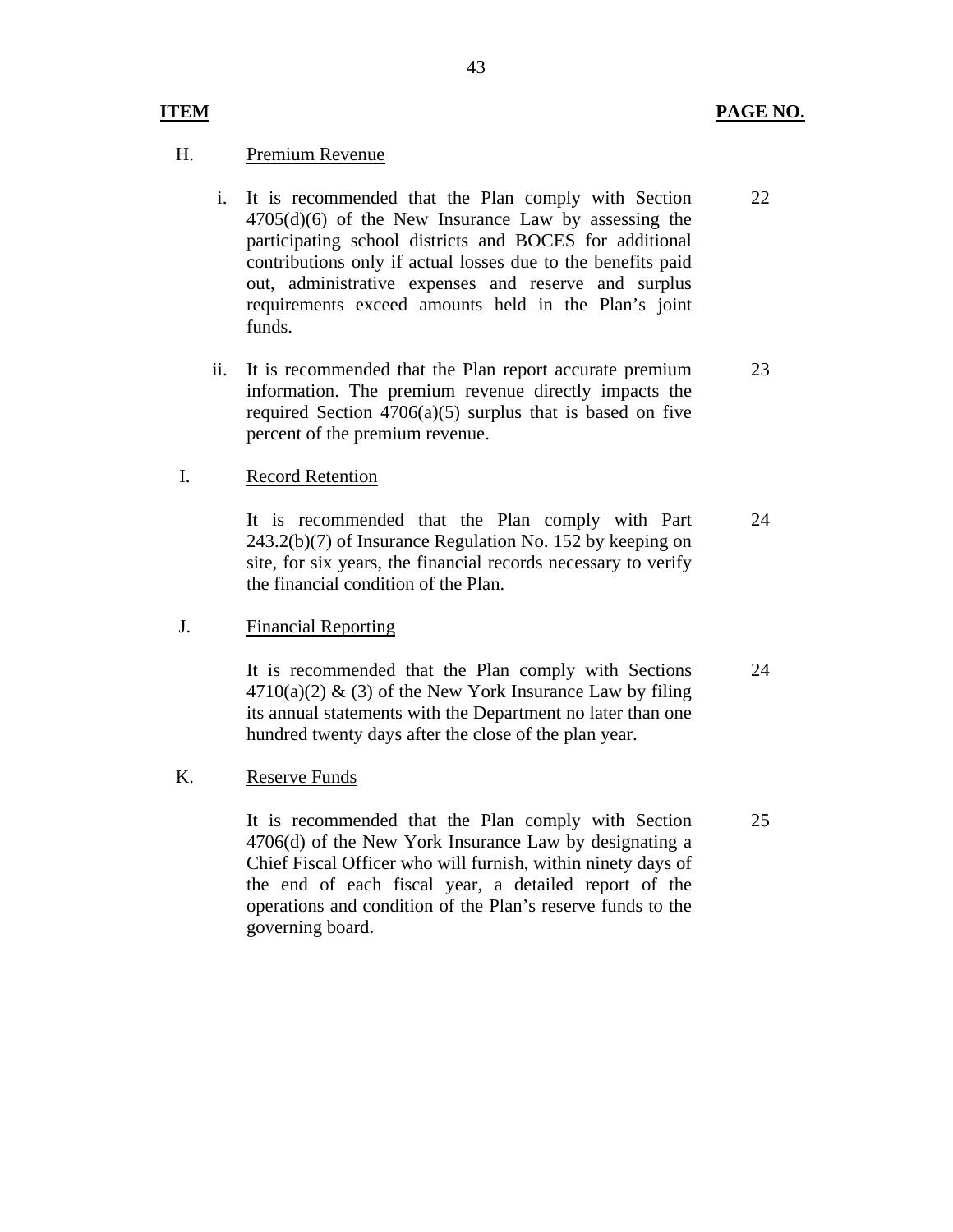| ITEM | | PAGE NO. |
|---|---|---|
| H. | Premium Revenue | |
| i. | It is recommended that the Plan comply with Section 4705(d)(6) of the New Insurance Law by assessing the participating school districts and BOCES for additional contributions only if actual losses due to the benefits paid out, administrative expenses and reserve and surplus requirements exceed amounts held in the Plan's joint funds. | 22 |
| ii. | It is recommended that the Plan report accurate premium information. The premium revenue directly impacts the required Section 4706(a)(5) surplus that is based on five percent of the premium revenue. | 23 |
| I. | Record Retention | |
| | It is recommended that the Plan comply with Part 243.2(b)(7) of Insurance Regulation No. 152 by keeping on site, for six years, the financial records necessary to verify the financial condition of the Plan. | 24 |
| J. | Financial Reporting | |
| | It is recommended that the Plan comply with Sections 4710(a)(2) & (3) of the New York Insurance Law by filing its annual statements with the Department no later than one hundred twenty days after the close of the plan year. | 24 |
| K. | Reserve Funds | |
| | It is recommended that the Plan comply with Section 4706(d) of the New York Insurance Law by designating a Chief Fiscal Officer who will furnish, within ninety days of the end of each fiscal year, a detailed report of the operations and condition of the Plan's reserve funds to the governing board. | 25 |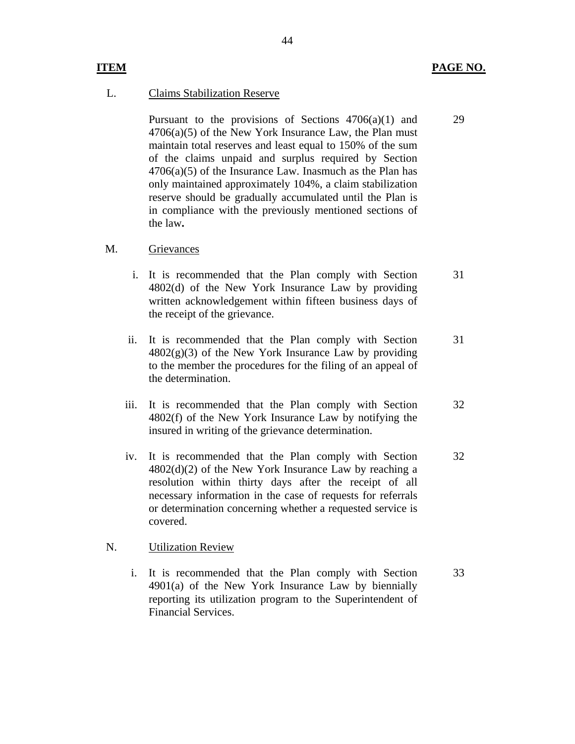| ITEM | | PAGE NO. |
|---|---|---|
| L. | Claims Stabilization Reserve | |
| | Pursuant to the provisions of Sections 4706(a)(1) and 4706(a)(5) of the New York Insurance Law, the Plan must maintain total reserves and least equal to 150% of the sum of the claims unpaid and surplus required by Section 4706(a)(5) of the Insurance Law. Inasmuch as the Plan has only maintained approximately 104%, a claim stabilization reserve should be gradually accumulated until the Plan is in compliance with the previously mentioned sections of the law**.** | 29 |
| M. | Grievances | |
| | i. It is recommended that the Plan comply with Section 4802(d) of the New York Insurance Law by providing written acknowledgement within fifteen business days of the receipt of the grievance. | 31 |
| | ii. It is recommended that the Plan comply with Section 4802(g)(3) of the New York Insurance Law by providing to the member the procedures for the filing of an appeal of the determination. | 31 |
| | iii. It is recommended that the Plan comply with Section 4802(f) of the New York Insurance Law by notifying the insured in writing of the grievance determination. | 32 |
| | iv. It is recommended that the Plan comply with Section 4802(d)(2) of the New York Insurance Law by reaching a resolution within thirty days after the receipt of all necessary information in the case of requests for referrals or determination concerning whether a requested service is covered. | 32 |
| N. | Utilization Review | |
| | i. It is recommended that the Plan comply with Section 4901(a) of the New York Insurance Law by biennially reporting its utilization program to the Superintendent of Financial Services. | 33 |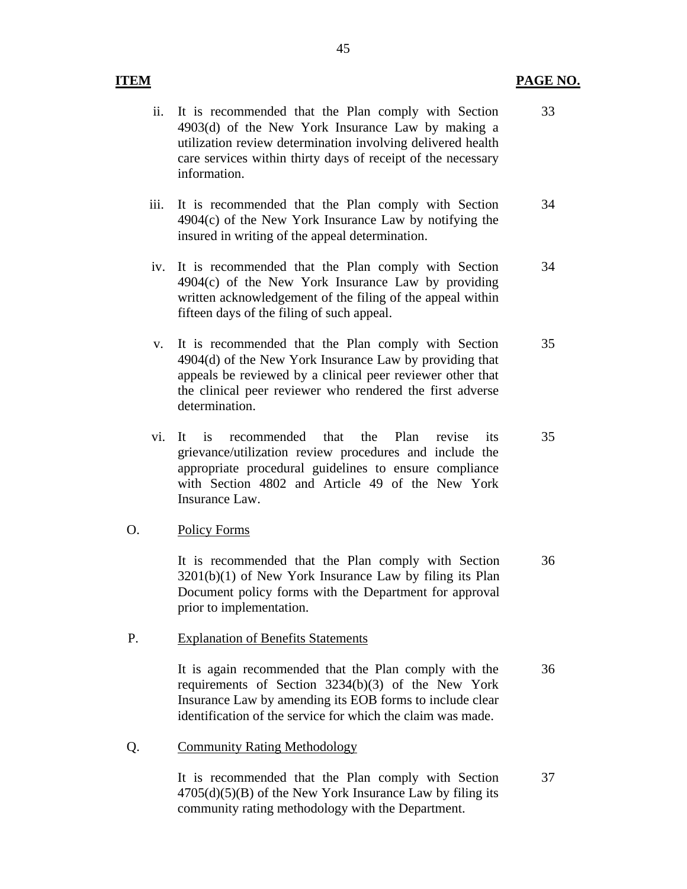| ITEM | | PAGE NO. |
|---|---|---|
| ii. | It is recommended that the Plan comply with Section 4903(d) of the New York Insurance Law by making a utilization review determination involving delivered health care services within thirty days of receipt of the necessary information. | 33 |
| iii. | It is recommended that the Plan comply with Section 4904(c) of the New York Insurance Law by notifying the insured in writing of the appeal determination. | 34 |
| iv. | It is recommended that the Plan comply with Section 4904(c) of the New York Insurance Law by providing written acknowledgement of the filing of the appeal within fifteen days of the filing of such appeal. | 34 |
| v. | It is recommended that the Plan comply with Section 4904(d) of the New York Insurance Law by providing that appeals be reviewed by a clinical peer reviewer other that the clinical peer reviewer who rendered the first adverse determination. | 35 |
| vi. | It is recommended that the Plan revise its grievance/utilization review procedures and include the appropriate procedural guidelines to ensure compliance with Section 4802 and Article 49 of the New York Insurance Law. | 35 |
| O. | <u>Policy Forms</u> | |
| | It is recommended that the Plan comply with Section 3201(b)(1) of New York Insurance Law by filing its Plan Document policy forms with the Department for approval prior to implementation. | 36 |
| P. | <u>Explanation of Benefits Statements</u> | |
| | It is again recommended that the Plan comply with the requirements of Section 3234(b)(3) of the New York Insurance Law by amending its EOB forms to include clear identification of the service for which the claim was made. | 36 |
| Q. | <u>Community Rating Methodology</u> | |
| | It is recommended that the Plan comply with Section 4705(d)(5)(B) of the New York Insurance Law by filing its community rating methodology with the Department. | 37 |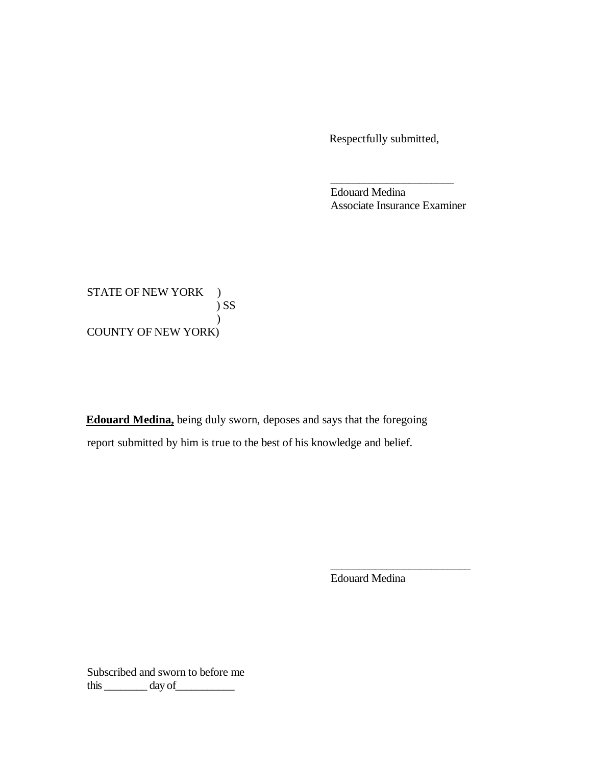Respectfully submitted,

_______________________
Edouard Medina
Associate Insurance Examiner

STATE OF NEW YORK )
) SS
)
COUNTY OF NEW YORK)

**Edouard Medina,** being duly sworn, deposes and says that the foregoing report submitted by him is true to the best of his knowledge and belief.

_________________________
Edouard Medina

Subscribed and sworn to before me
this ________ day of___________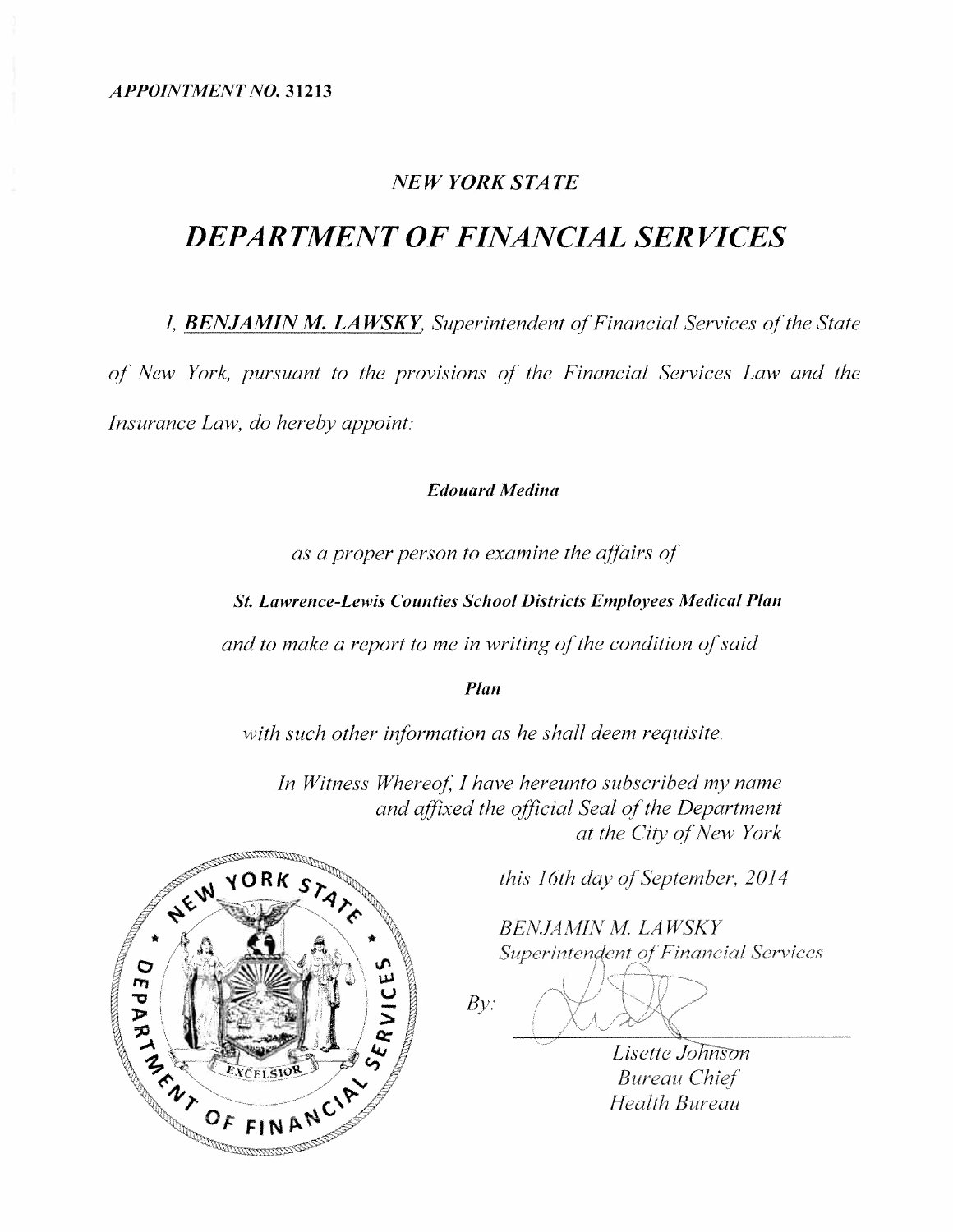*APPOINTMENT NO.* **31213**

## *NEW YORK STATE*

# *DEPARTMENT OF FINANCIAL SERVICES*

*I,* ***BENJAMIN M. LAWSKY****, Superintendent of Financial Services of the State of New York, pursuant to the provisions of the Financial Services Law and the Insurance Law, do hereby appoint:*

***Edouard Medina***

*as a proper person to examine the affairs of*

***St. Lawrence-Lewis Counties School Districts Employees Medical Plan***

*and to make a report to me in writing of the condition of said*

***Plan***

*with such other information as he shall deem requisite.*

*In Witness Whereof, I have hereunto subscribed my name and affixed the official Seal of the Department at the City of New York*

*this 16th day of September, 2014*

*BENJAMIN M. LAWSKY*
*Superintendent of Financial Services*

*By:*

*Lisette Johnson*
*Bureau Chief*
*Health Bureau*